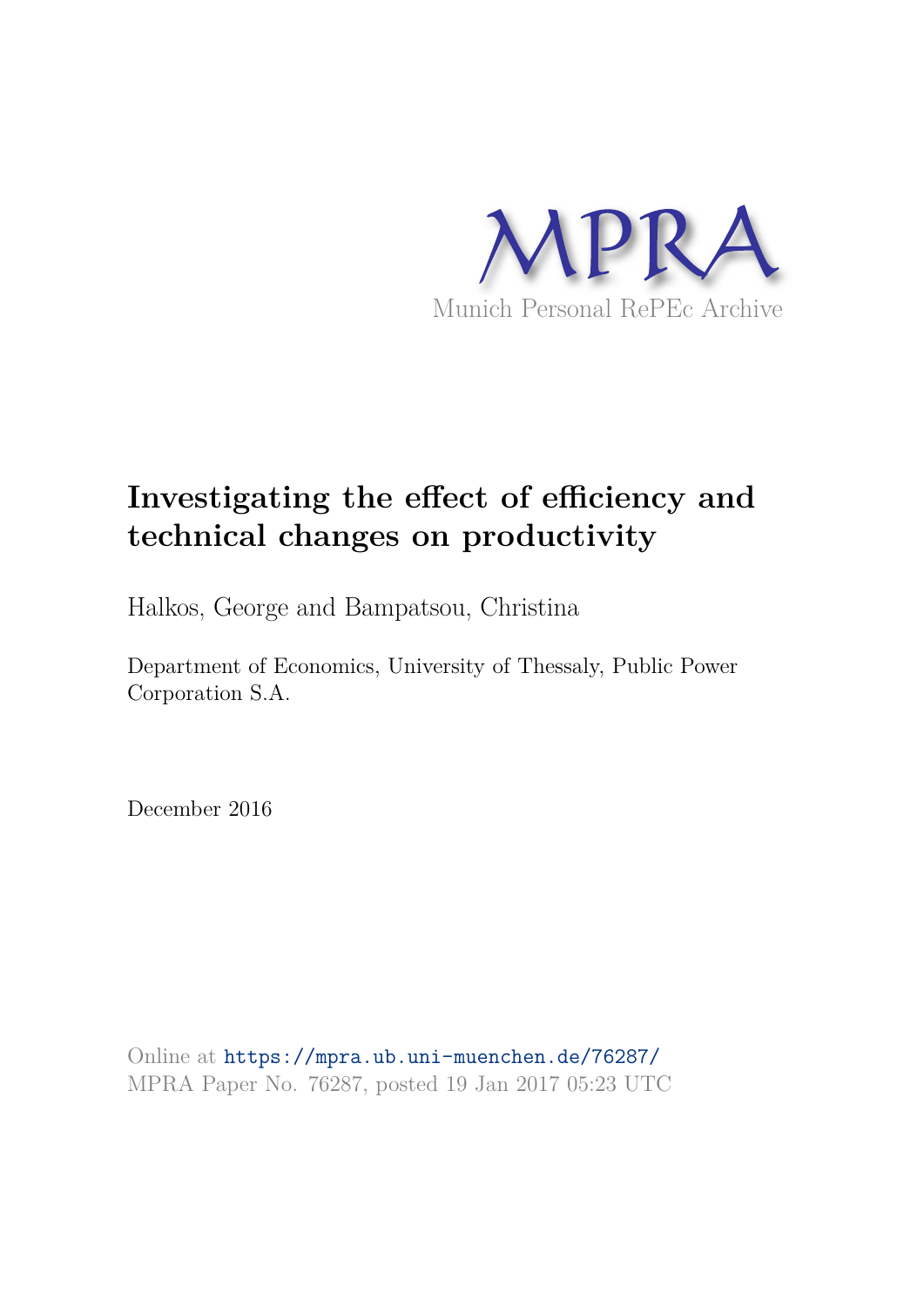MPRA

Munich Personal RePEc Archive

# Investigating the effect of efficiency and technical changes on productivity

Halkos, George and Bampatsou, Christina

Department of Economics, University of Thessaly, Public Power Corporation S.A.

December 2016

Online at https://mpra.ub.uni-muenchen.de/76287/
MPRA Paper No. 76287, posted 19 Jan 2017 05:23 UTC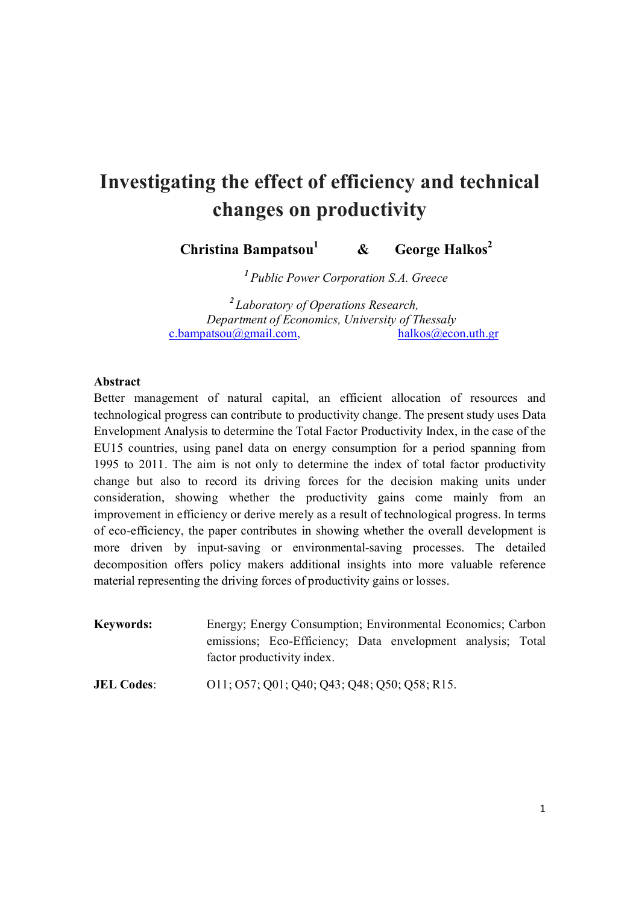# Investigating the effect of efficiency and technical changes on productivity

**Christina Bampatsou[1] & George Halkos[2]**

[1] *Public Power Corporation S.A. Greece*

[2] *Laboratory of Operations Research, Department of Economics, University of Thessaly*

c.bampatsou@gmail.com, halkos@econ.uth.gr

**Abstract**

Better management of natural capital, an efficient allocation of resources and technological progress can contribute to productivity change. The present study uses Data Envelopment Analysis to determine the Total Factor Productivity Index, in the case of the EU15 countries, using panel data on energy consumption for a period spanning from 1995 to 2011. The aim is not only to determine the index of total factor productivity change but also to record its driving forces for the decision making units under consideration, showing whether the productivity gains come mainly from an improvement in efficiency or derive merely as a result of technological progress. In terms of eco-efficiency, the paper contributes in showing whether the overall development is more driven by input-saving or environmental-saving processes. The detailed decomposition offers policy makers additional insights into more valuable reference material representing the driving forces of productivity gains or losses.

**Keywords:** Energy; Energy Consumption; Environmental Economics; Carbon emissions; Eco-Efficiency; Data envelopment analysis; Total factor productivity index.

**JEL Codes**: O11; O57; Q01; Q40; Q43; Q48; Q50; Q58; R15.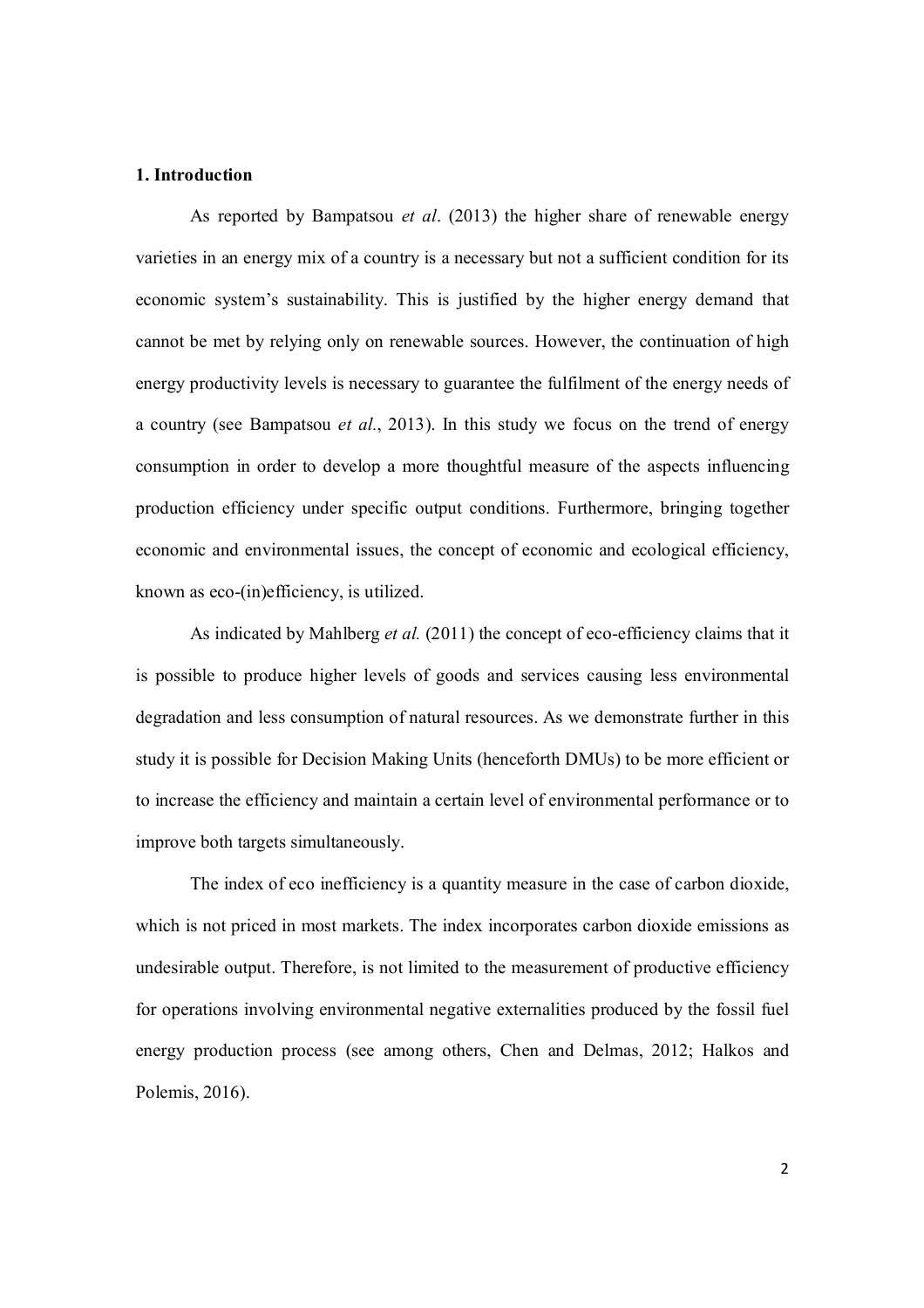## 1. Introduction

As reported by Bampatsou *et al*. (2013) the higher share of renewable energy varieties in an energy mix of a country is a necessary but not a sufficient condition for its economic system's sustainability. This is justified by the higher energy demand that cannot be met by relying only on renewable sources. However, the continuation of high energy productivity levels is necessary to guarantee the fulfilment of the energy needs of a country (see Bampatsou *et al*., 2013). In this study we focus on the trend of energy consumption in order to develop a more thoughtful measure of the aspects influencing production efficiency under specific output conditions. Furthermore, bringing together economic and environmental issues, the concept of economic and ecological efficiency, known as eco-(in)efficiency, is utilized.

As indicated by Mahlberg *et al.* (2011) the concept of eco-efficiency claims that it is possible to produce higher levels of goods and services causing less environmental degradation and less consumption of natural resources. As we demonstrate further in this study it is possible for Decision Making Units (henceforth DMUs) to be more efficient or to increase the efficiency and maintain a certain level of environmental performance or to improve both targets simultaneously.

The index of eco inefficiency is a quantity measure in the case of carbon dioxide, which is not priced in most markets. The index incorporates carbon dioxide emissions as undesirable output. Therefore, is not limited to the measurement of productive efficiency for operations involving environmental negative externalities produced by the fossil fuel energy production process (see among others, Chen and Delmas, 2012; Halkos and Polemis, 2016).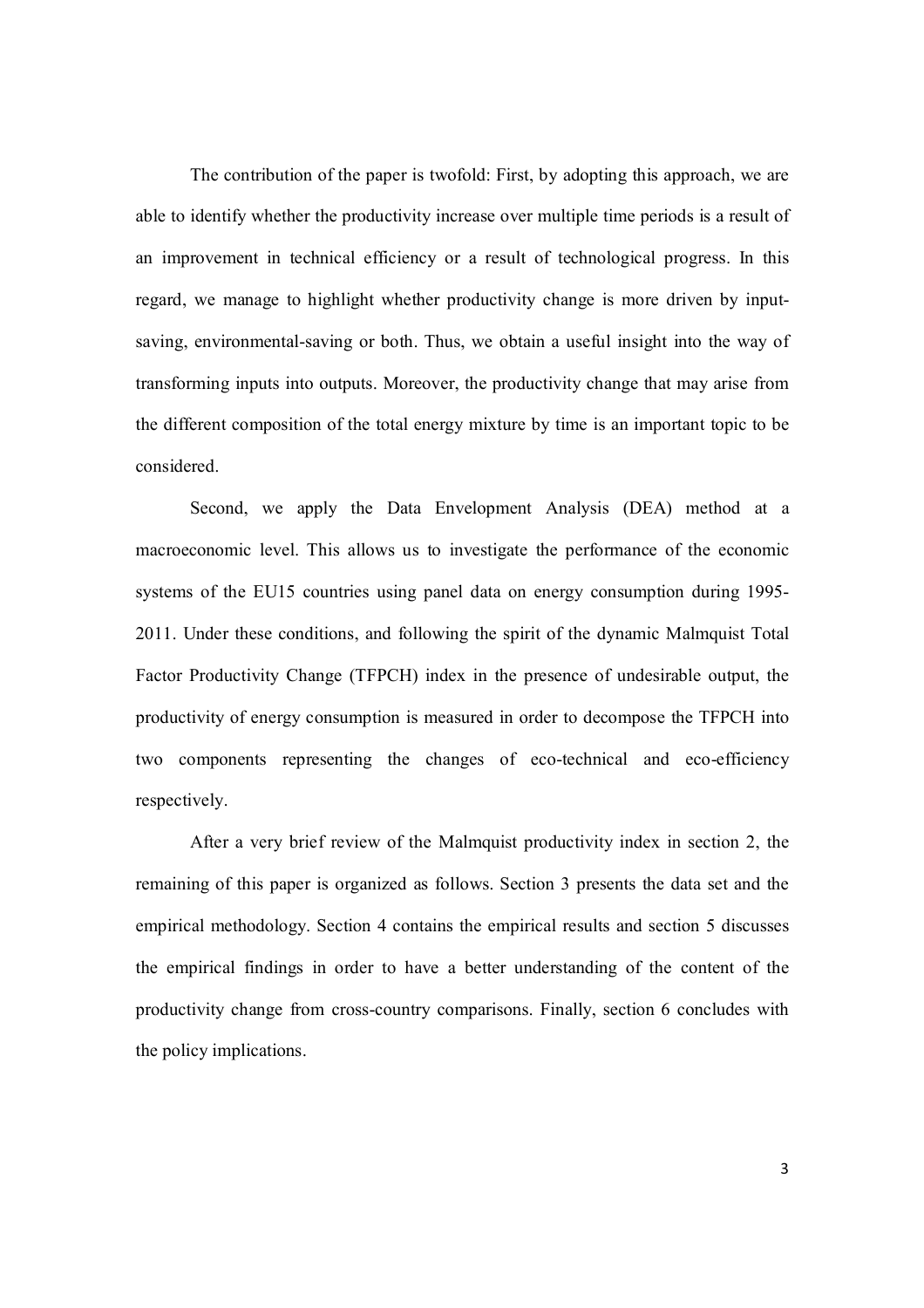The contribution of the paper is twofold: First, by adopting this approach, we are able to identify whether the productivity increase over multiple time periods is a result of an improvement in technical efficiency or a result of technological progress. In this regard, we manage to highlight whether productivity change is more driven by input-saving, environmental-saving or both. Thus, we obtain a useful insight into the way of transforming inputs into outputs. Moreover, the productivity change that may arise from the different composition of the total energy mixture by time is an important topic to be considered.

Second, we apply the Data Envelopment Analysis (DEA) method at a macroeconomic level. This allows us to investigate the performance of the economic systems of the EU15 countries using panel data on energy consumption during 1995-2011. Under these conditions, and following the spirit of the dynamic Malmquist Total Factor Productivity Change (TFPCH) index in the presence of undesirable output, the productivity of energy consumption is measured in order to decompose the TFPCH into two components representing the changes of eco-technical and eco-efficiency respectively.

After a very brief review of the Malmquist productivity index in section 2, the remaining of this paper is organized as follows. Section 3 presents the data set and the empirical methodology. Section 4 contains the empirical results and section 5 discusses the empirical findings in order to have a better understanding of the content of the productivity change from cross-country comparisons. Finally, section 6 concludes with the policy implications.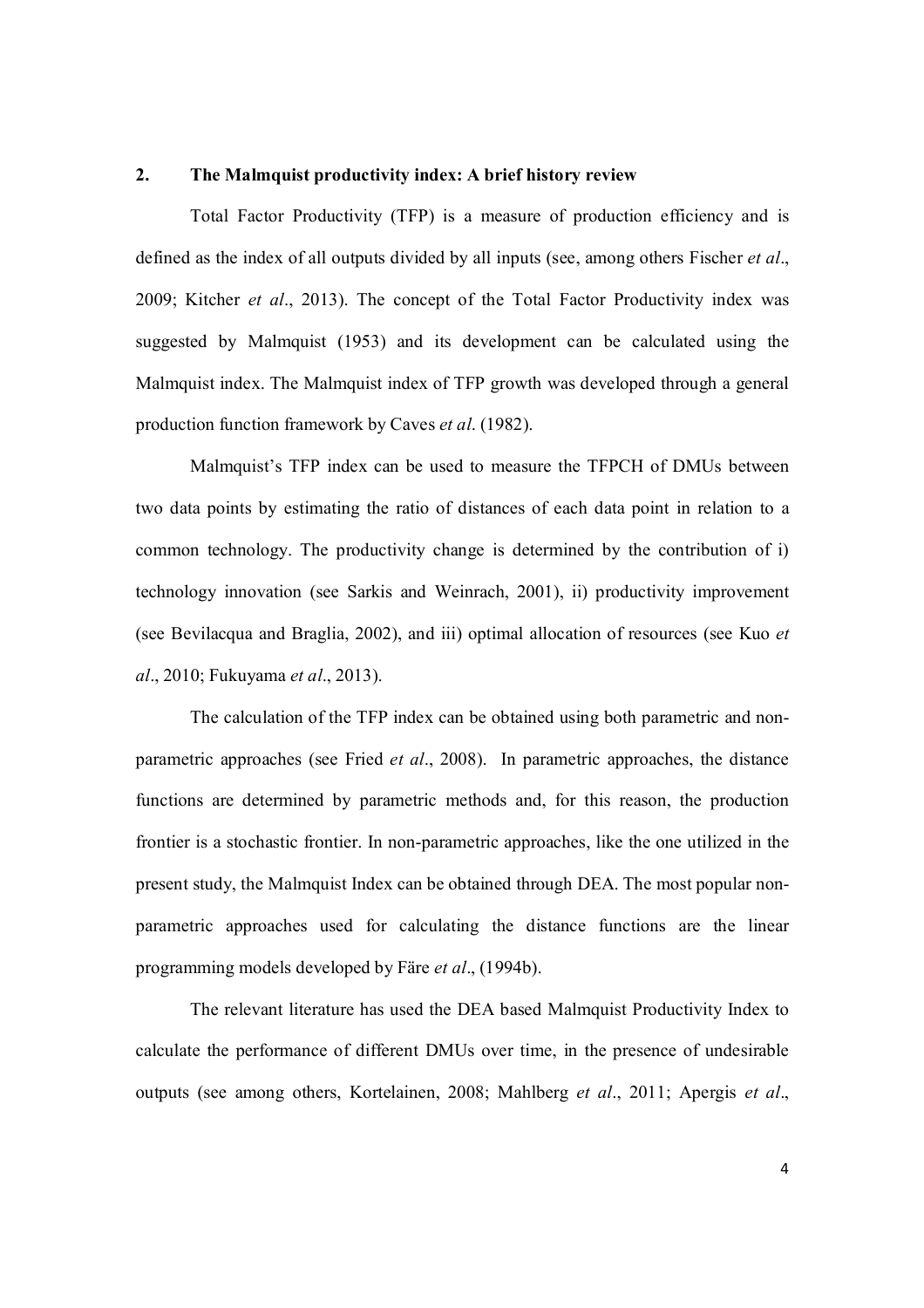## 2. The Malmquist productivity index: A brief history review

Total Factor Productivity (TFP) is a measure of production efficiency and is defined as the index of all outputs divided by all inputs (see, among others Fischer *et al*., 2009; Kitcher *et al*., 2013). The concept of the Total Factor Productivity index was suggested by Malmquist (1953) and its development can be calculated using the Malmquist index. The Malmquist index of TFP growth was developed through a general production function framework by Caves *et al*. (1982).

Malmquist's TFP index can be used to measure the TFPCH of DMUs between two data points by estimating the ratio of distances of each data point in relation to a common technology. The productivity change is determined by the contribution of i) technology innovation (see Sarkis and Weinrach, 2001), ii) productivity improvement (see Bevilacqua and Braglia, 2002), and iii) optimal allocation of resources (see Kuo *et al*., 2010; Fukuyama *et al*., 2013).

The calculation of the TFP index can be obtained using both parametric and non-parametric approaches (see Fried *et al*., 2008). In parametric approaches, the distance functions are determined by parametric methods and, for this reason, the production frontier is a stochastic frontier. In non-parametric approaches, like the one utilized in the present study, the Malmquist Index can be obtained through DEA. The most popular non-parametric approaches used for calculating the distance functions are the linear programming models developed by Färe *et al*., (1994b).

The relevant literature has used the DEA based Malmquist Productivity Index to calculate the performance of different DMUs over time, in the presence of undesirable outputs (see among others, Kortelainen, 2008; Mahlberg *et al*., 2011; Apergis *et al*.,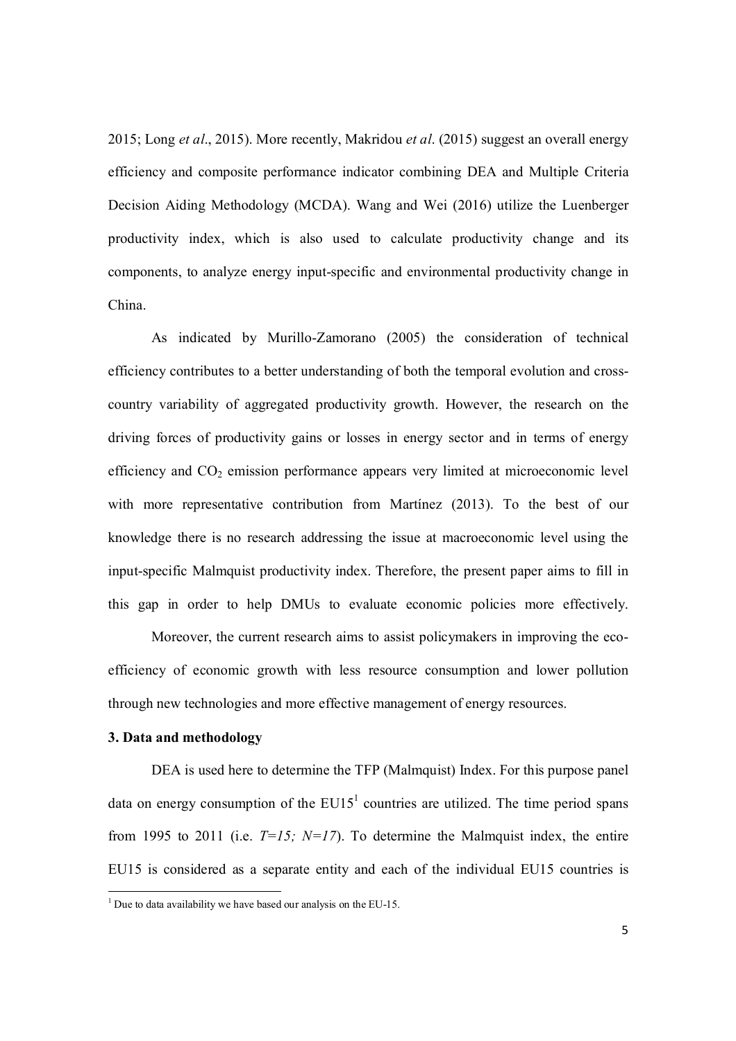2015; Long *et al*., 2015). More recently, Makridou *et al*. (2015) suggest an overall energy efficiency and composite performance indicator combining DEA and Multiple Criteria Decision Aiding Methodology (MCDA). Wang and Wei (2016) utilize the Luenberger productivity index, which is also used to calculate productivity change and its components, to analyze energy input-specific and environmental productivity change in China.

As indicated by Murillo-Zamorano (2005) the consideration of technical efficiency contributes to a better understanding of both the temporal evolution and cross-country variability of aggregated productivity growth. However, the research on the driving forces of productivity gains or losses in energy sector and in terms of energy efficiency and $CO_2$ emission performance appears very limited at microeconomic level with more representative contribution from Martínez (2013). To the best of our knowledge there is no research addressing the issue at macroeconomic level using the input-specific Malmquist productivity index. Therefore, the present paper aims to fill in this gap in order to help DMUs to evaluate economic policies more effectively.

Moreover, the current research aims to assist policymakers in improving the eco-efficiency of economic growth with less resource consumption and lower pollution through new technologies and more effective management of energy resources.

## 3. Data and methodology

DEA is used here to determine the TFP (Malmquist) Index. For this purpose panel data on energy consumption of the EU15[1] countries are utilized. The time period spans from 1995 to 2011 (i.e. $T=15;\ N=17$). To determine the Malmquist index, the entire EU15 is considered as a separate entity and each of the individual EU15 countries is

[1] Due to data availability we have based our analysis on the EU-15.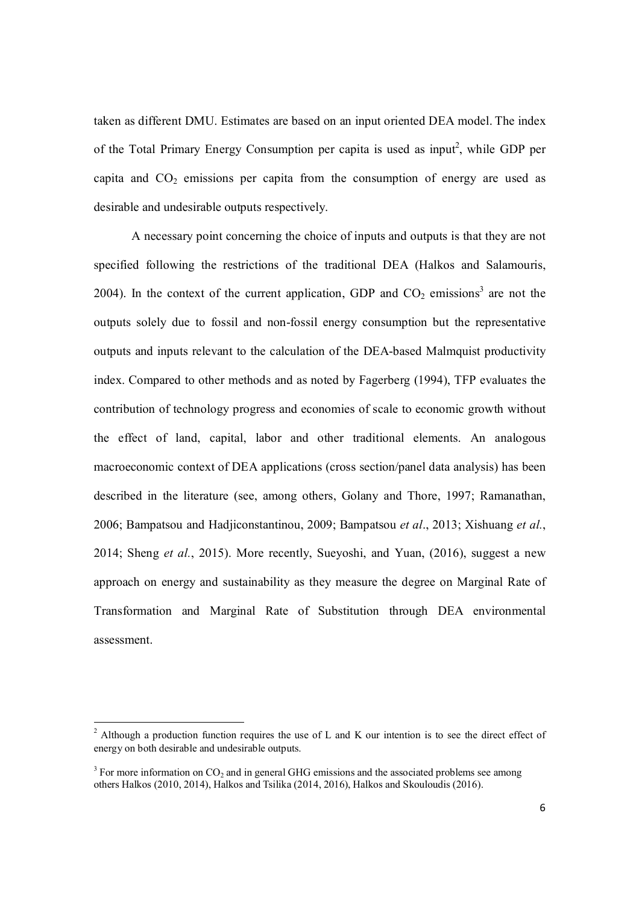taken as different DMU. Estimates are based on an input oriented DEA model. The index of the Total Primary Energy Consumption per capita is used as input[2], while GDP per capita and $CO_2$ emissions per capita from the consumption of energy are used as desirable and undesirable outputs respectively.

A necessary point concerning the choice of inputs and outputs is that they are not specified following the restrictions of the traditional DEA (Halkos and Salamouris, 2004). In the context of the current application, GDP and $CO_2$ emissions[3] are not the outputs solely due to fossil and non-fossil energy consumption but the representative outputs and inputs relevant to the calculation of the DEA-based Malmquist productivity index. Compared to other methods and as noted by Fagerberg (1994), TFP evaluates the contribution of technology progress and economies of scale to economic growth without the effect of land, capital, labor and other traditional elements. An analogous macroeconomic context of DEA applications (cross section/panel data analysis) has been described in the literature (see, among others, Golany and Thore, 1997; Ramanathan, 2006; Bampatsou and Hadjiconstantinou, 2009; Bampatsou *et al*., 2013; Xishuang *et al.*, 2014; Sheng *et al.*, 2015). More recently, Sueyoshi, and Yuan, (2016), suggest a new approach on energy and sustainability as they measure the degree on Marginal Rate of Transformation and Marginal Rate of Substitution through DEA environmental assessment.

---

[2] Although a production function requires the use of L and K our intention is to see the direct effect of energy on both desirable and undesirable outputs.

[3] For more information on $CO_2$ and in general GHG emissions and the associated problems see among others Halkos (2010, 2014), Halkos and Tsilika (2014, 2016), Halkos and Skouloudis (2016).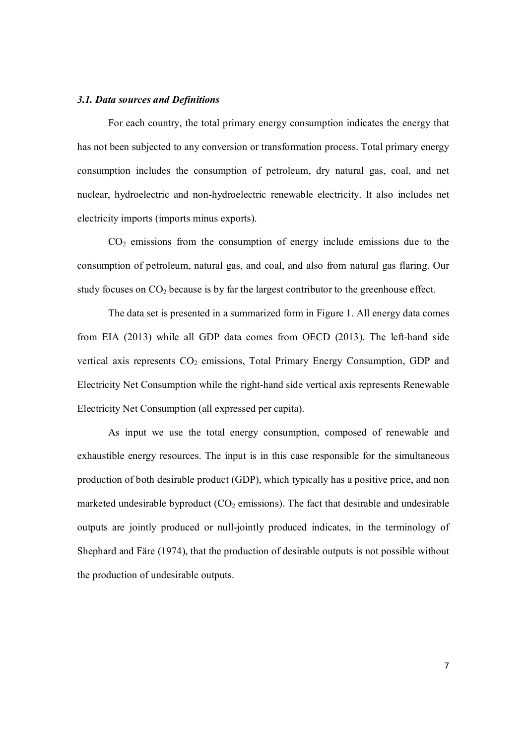### *3.1. Data sources and Definitions*

For each country, the total primary energy consumption indicates the energy that has not been subjected to any conversion or transformation process. Total primary energy consumption includes the consumption of petroleum, dry natural gas, coal, and net nuclear, hydroelectric and non-hydroelectric renewable electricity. It also includes net electricity imports (imports minus exports).

$CO_2$ emissions from the consumption of energy include emissions due to the consumption of petroleum, natural gas, and coal, and also from natural gas flaring. Our study focuses on $CO_2$ because is by far the largest contributor to the greenhouse effect.

The data set is presented in a summarized form in Figure 1. All energy data comes from EIA (2013) while all GDP data comes from OECD (2013). The left-hand side vertical axis represents $CO_2$ emissions, Total Primary Energy Consumption, GDP and Electricity Net Consumption while the right-hand side vertical axis represents Renewable Electricity Net Consumption (all expressed per capita).

As input we use the total energy consumption, composed of renewable and exhaustible energy resources. The input is in this case responsible for the simultaneous production of both desirable product (GDP), which typically has a positive price, and non marketed undesirable byproduct ($CO_2$ emissions). The fact that desirable and undesirable outputs are jointly produced or null-jointly produced indicates, in the terminology of Shephard and Färe (1974), that the production of desirable outputs is not possible without the production of undesirable outputs.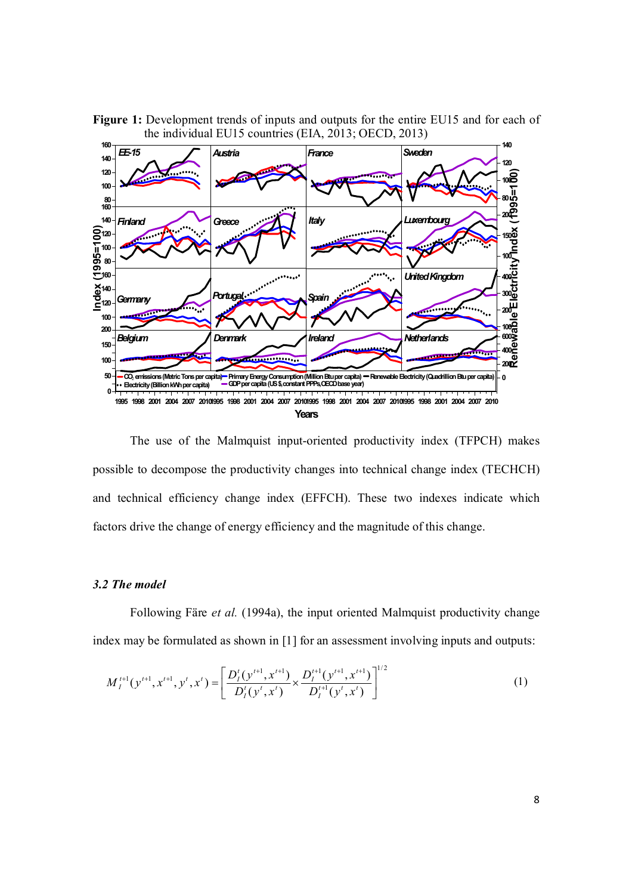**Figure 1:** Development trends of inputs and outputs for the entire EU15 and for each of the individual EU15 countries (EIA, 2013; OECD, 2013)

The use of the Malmquist input-oriented productivity index (TFPCH) makes possible to decompose the productivity changes into technical change index (TECHCH) and technical efficiency change index (EFFCH). These two indexes indicate which factors drive the change of energy efficiency and the magnitude of this change.

### *3.2 The model*

Following Färe *et al.* (1994a), the input oriented Malmquist productivity change index may be formulated as shown in [1] for an assessment involving inputs and outputs:

$$M_I^{t+1}(y^{t+1}, x^{t+1}, y^t, x^t) = \left[ \frac{D_I^t(y^{t+1}, x^{t+1})}{D_I^t(y^t, x^t)} \times \frac{D_I^{t+1}(y^{t+1}, x^{t+1})}{D_I^{t+1}(y^t, x^t)} \right]^{1/2} \tag{1}$$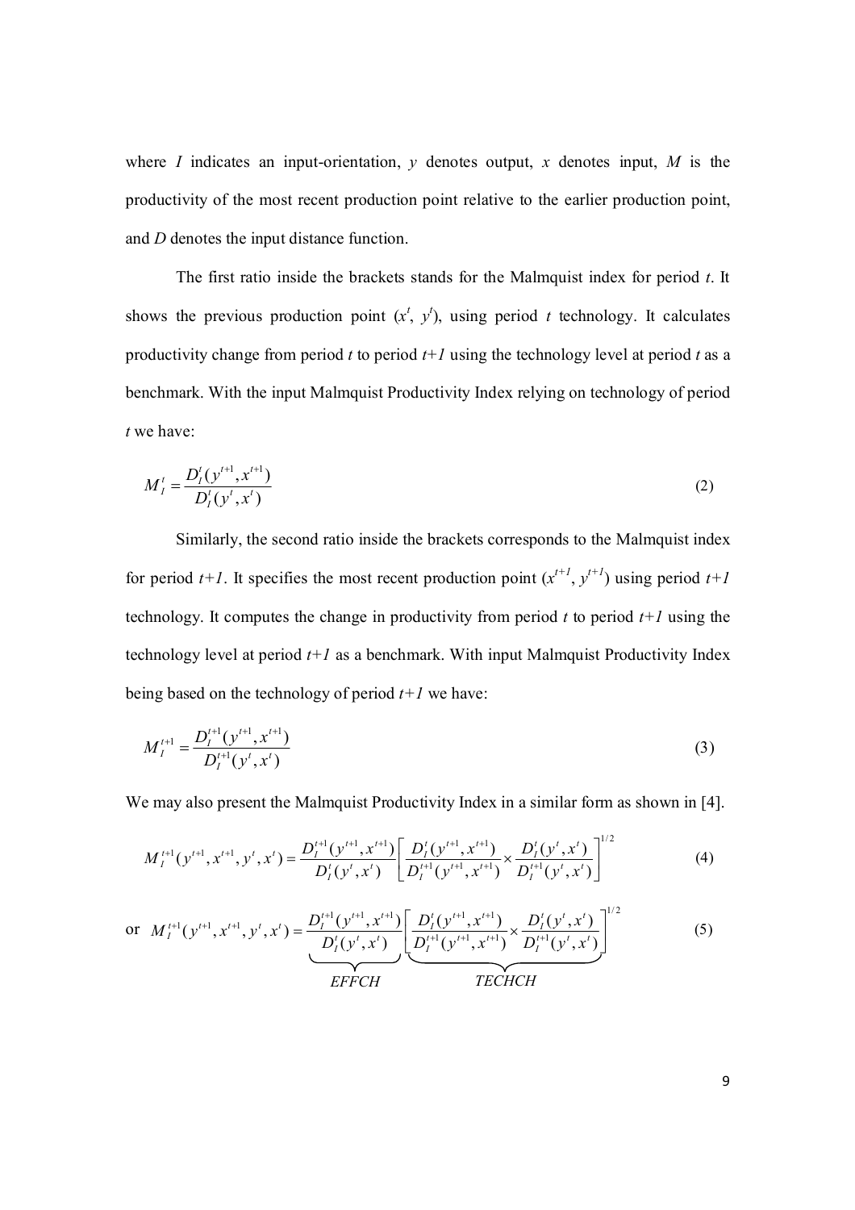where $I$ indicates an input-orientation, $y$ denotes output, $x$ denotes input, $M$ is the productivity of the most recent production point relative to the earlier production point, and $D$ denotes the input distance function.

The first ratio inside the brackets stands for the Malmquist index for period $t$. It shows the previous production point ($x^t$, $y^t$), using period $t$ technology. It calculates productivity change from period $t$ to period $t+1$ using the technology level at period $t$ as a benchmark. With the input Malmquist Productivity Index relying on technology of period $t$ we have:

$$M_I^t = \frac{D_I^t(y^{t+1}, x^{t+1})}{D_I^t(y^t, x^t)} \tag{2}$$

Similarly, the second ratio inside the brackets corresponds to the Malmquist index for period $t+1$. It specifies the most recent production point ($x^{t+1}$, $y^{t+1}$) using period $t+1$ technology. It computes the change in productivity from period $t$ to period $t+1$ using the technology level at period $t+1$ as a benchmark. With input Malmquist Productivity Index being based on the technology of period $t+1$ we have:

$$M_I^{t+1} = \frac{D_I^{t+1}(y^{t+1}, x^{t+1})}{D_I^{t+1}(y^t, x^t)} \tag{3}$$

We may also present the Malmquist Productivity Index in a similar form as shown in [4].

$$M_I^{t+1}(y^{t+1}, x^{t+1}, y^t, x^t) = \frac{D_I^{t+1}(y^{t+1}, x^{t+1})}{D_I^t(y^t, x^t)} \left[ \frac{D_I^t(y^{t+1}, x^{t+1})}{D_I^{t+1}(y^{t+1}, x^{t+1})} \times \frac{D_I^t(y^t, x^t)}{D_I^{t+1}(y^t, x^t)} \right]^{1/2} \tag{4}$$

or $$M_I^{t+1}(y^{t+1}, x^{t+1}, y^t, x^t) = \underbrace{\frac{D_I^{t+1}(y^{t+1}, x^{t+1})}{D_I^t(y^t, x^t)}}_{EFFCH} \underbrace{\left[ \frac{D_I^t(y^{t+1}, x^{t+1})}{D_I^{t+1}(y^{t+1}, x^{t+1})} \times \frac{D_I^t(y^t, x^t)}{D_I^{t+1}(y^t, x^t)} \right]^{1/2}}_{TECHCH} \tag{5}$$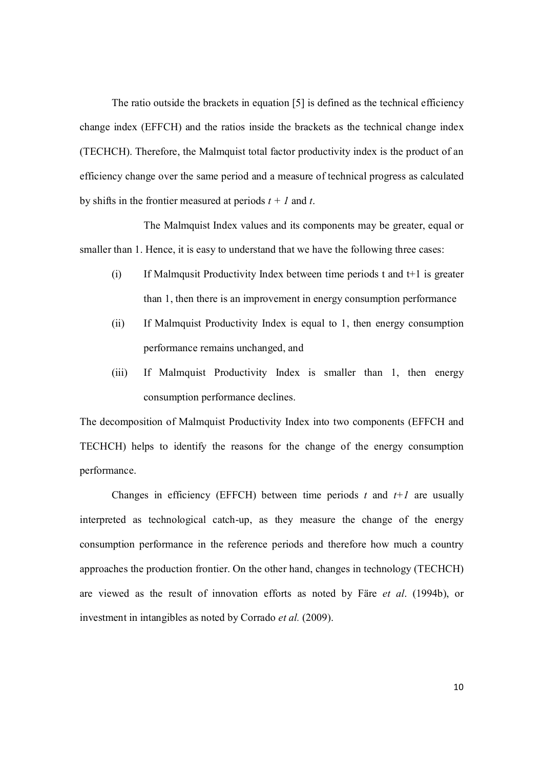The ratio outside the brackets in equation [5] is defined as the technical efficiency change index (EFFCH) and the ratios inside the brackets as the technical change index (TECHCH). Therefore, the Malmquist total factor productivity index is the product of an efficiency change over the same period and a measure of technical progress as calculated by shifts in the frontier measured at periods $t + 1$ and $t$.

The Malmquist Index values and its components may be greater, equal or smaller than 1. Hence, it is easy to understand that we have the following three cases:

(i) If Malmqusit Productivity Index between time periods t and t+1 is greater than 1, then there is an improvement in energy consumption performance

(ii) If Malmquist Productivity Index is equal to 1, then energy consumption performance remains unchanged, and

(iii) If Malmquist Productivity Index is smaller than 1, then energy consumption performance declines.

The decomposition of Malmquist Productivity Index into two components (EFFCH and TECHCH) helps to identify the reasons for the change of the energy consumption performance.

Changes in efficiency (EFFCH) between time periods $t$ and $t+1$ are usually interpreted as technological catch-up, as they measure the change of the energy consumption performance in the reference periods and therefore how much a country approaches the production frontier. On the other hand, changes in technology (TECHCH) are viewed as the result of innovation efforts as noted by Färe *et al*. (1994b), or investment in intangibles as noted by Corrado *et al.* (2009).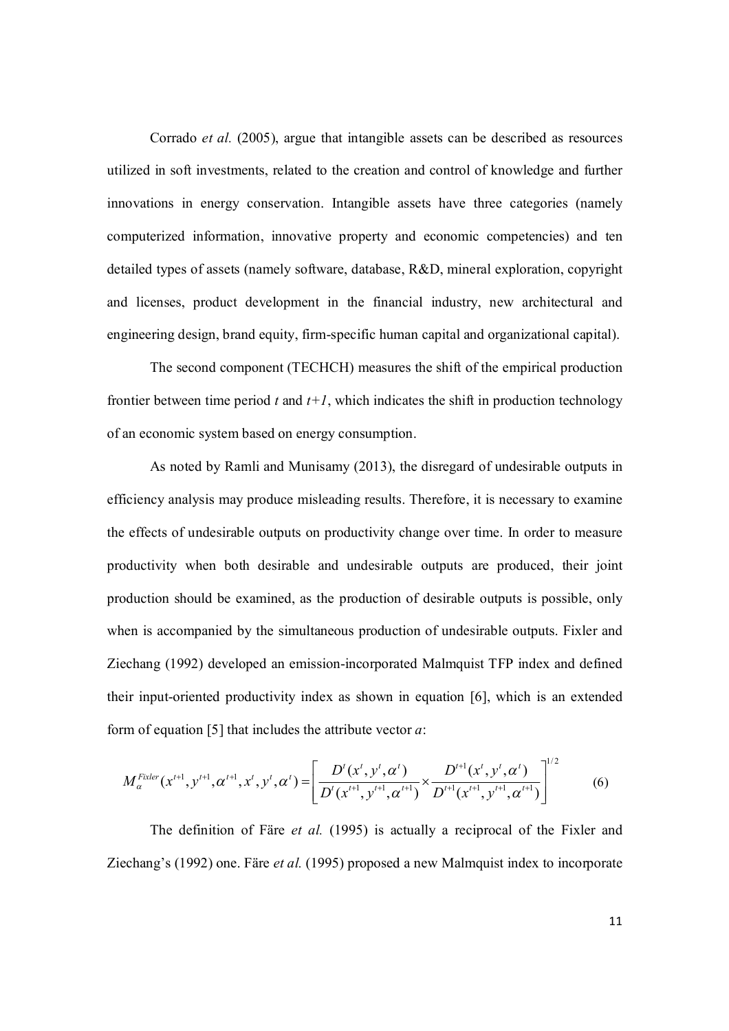Corrado *et al.* (2005), argue that intangible assets can be described as resources utilized in soft investments, related to the creation and control of knowledge and further innovations in energy conservation. Intangible assets have three categories (namely computerized information, innovative property and economic competencies) and ten detailed types of assets (namely software, database, R&D, mineral exploration, copyright and licenses, product development in the financial industry, new architectural and engineering design, brand equity, firm-specific human capital and organizational capital).

The second component (TECHCH) measures the shift of the empirical production frontier between time period *t* and *t+1*, which indicates the shift in production technology of an economic system based on energy consumption.

As noted by Ramli and Munisamy (2013), the disregard of undesirable outputs in efficiency analysis may produce misleading results. Therefore, it is necessary to examine the effects of undesirable outputs on productivity change over time. In order to measure productivity when both desirable and undesirable outputs are produced, their joint production should be examined, as the production of desirable outputs is possible, only when is accompanied by the simultaneous production of undesirable outputs. Fixler and Ziechang (1992) developed an emission-incorporated Malmquist TFP index and defined their input-oriented productivity index as shown in equation [6], which is an extended form of equation [5] that includes the attribute vector *a*:

$$M_{\alpha}^{Fixler}(x^{t+1}, y^{t+1}, \alpha^{t+1}, x^{t}, y^{t}, \alpha^{t}) = \left[ \frac{D^{t}(x^{t}, y^{t}, \alpha^{t})}{D^{t}(x^{t+1}, y^{t+1}, \alpha^{t+1})} \times \frac{D^{t+1}(x^{t}, y^{t}, \alpha^{t})}{D^{t+1}(x^{t+1}, y^{t+1}, \alpha^{t+1})} \right]^{1/2} \quad (6)$$

The definition of Färe *et al.* (1995) is actually a reciprocal of the Fixler and Ziechang's (1992) one. Färe *et al.* (1995) proposed a new Malmquist index to incorporate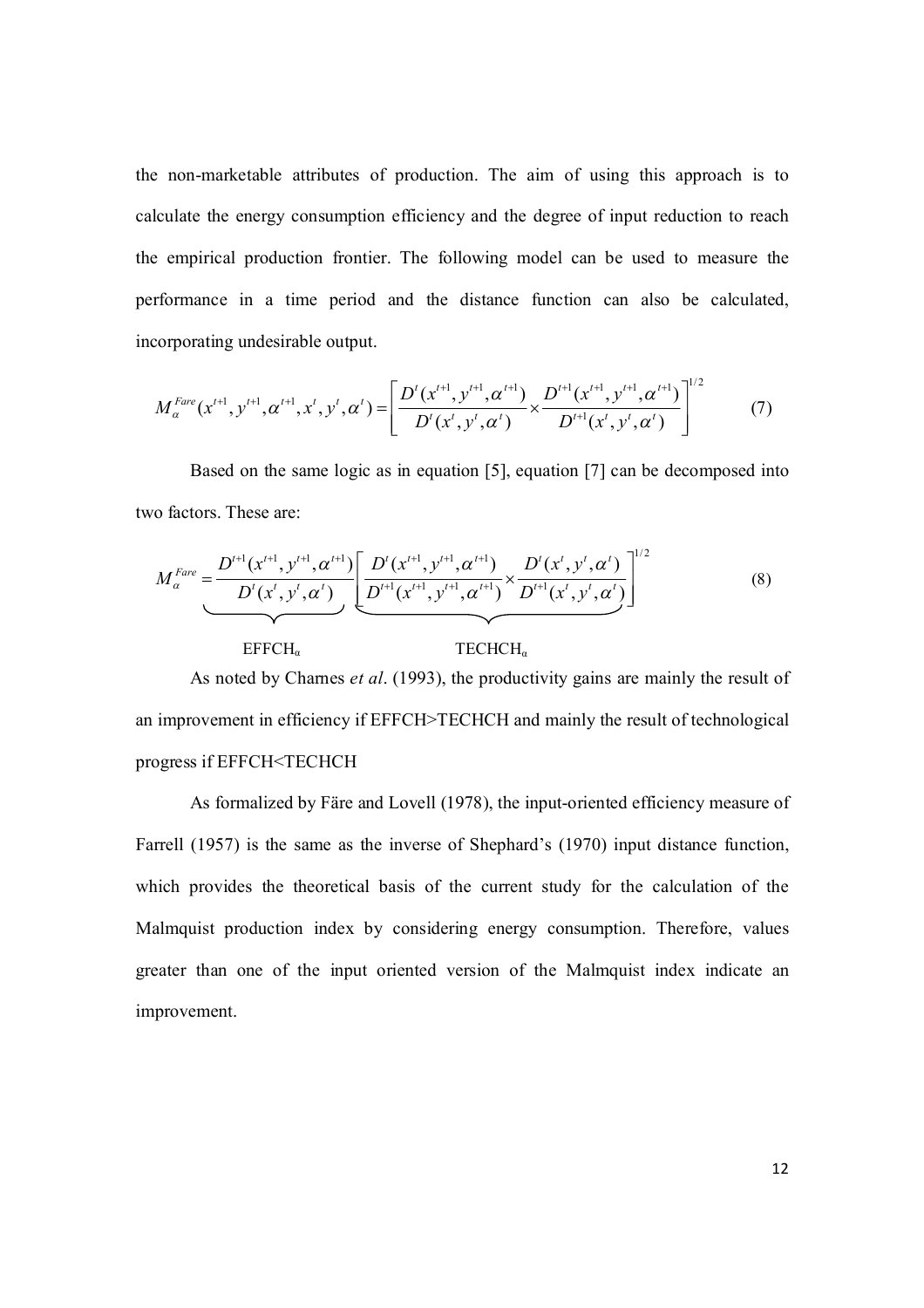the non-marketable attributes of production. The aim of using this approach is to calculate the energy consumption efficiency and the degree of input reduction to reach the empirical production frontier. The following model can be used to measure the performance in a time period and the distance function can also be calculated, incorporating undesirable output.

$$M_{\alpha}^{Fare}(x^{t+1}, y^{t+1}, \alpha^{t+1}, x^{t}, y^{t}, \alpha^{t}) = \left[ \frac{D^{t}(x^{t+1}, y^{t+1}, \alpha^{t+1})}{D^{t}(x^{t}, y^{t}, \alpha^{t})} \times \frac{D^{t+1}(x^{t+1}, y^{t+1}, \alpha^{t+1})}{D^{t+1}(x^{t}, y^{t}, \alpha^{t})} \right]^{1/2} \tag{7}$$

Based on the same logic as in equation [5], equation [7] can be decomposed into two factors. These are:

$$M_{\alpha}^{Fare} = \underbrace{\frac{D^{t+1}(x^{t+1}, y^{t+1}, \alpha^{t+1})}{D^{t}(x^{t}, y^{t}, \alpha^{t})}}_{\text{EFFCH}_{\alpha}} \underbrace{\left[ \frac{D^{t}(x^{t+1}, y^{t+1}, \alpha^{t+1})}{D^{t+1}(x^{t+1}, y^{t+1}, \alpha^{t+1})} \times \frac{D^{t}(x^{t}, y^{t}, \alpha^{t})}{D^{t+1}(x^{t}, y^{t}, \alpha^{t})} \right]^{1/2}}_{\text{TECHCH}_{\alpha}} \tag{8}$$

As noted by Charnes *et al*. (1993), the productivity gains are mainly the result of an improvement in efficiency if EFFCH>TECHCH and mainly the result of technological progress if EFFCH<TECHCH

As formalized by Färe and Lovell (1978), the input-oriented efficiency measure of Farrell (1957) is the same as the inverse of Shephard's (1970) input distance function, which provides the theoretical basis of the current study for the calculation of the Malmquist production index by considering energy consumption. Therefore, values greater than one of the input oriented version of the Malmquist index indicate an improvement.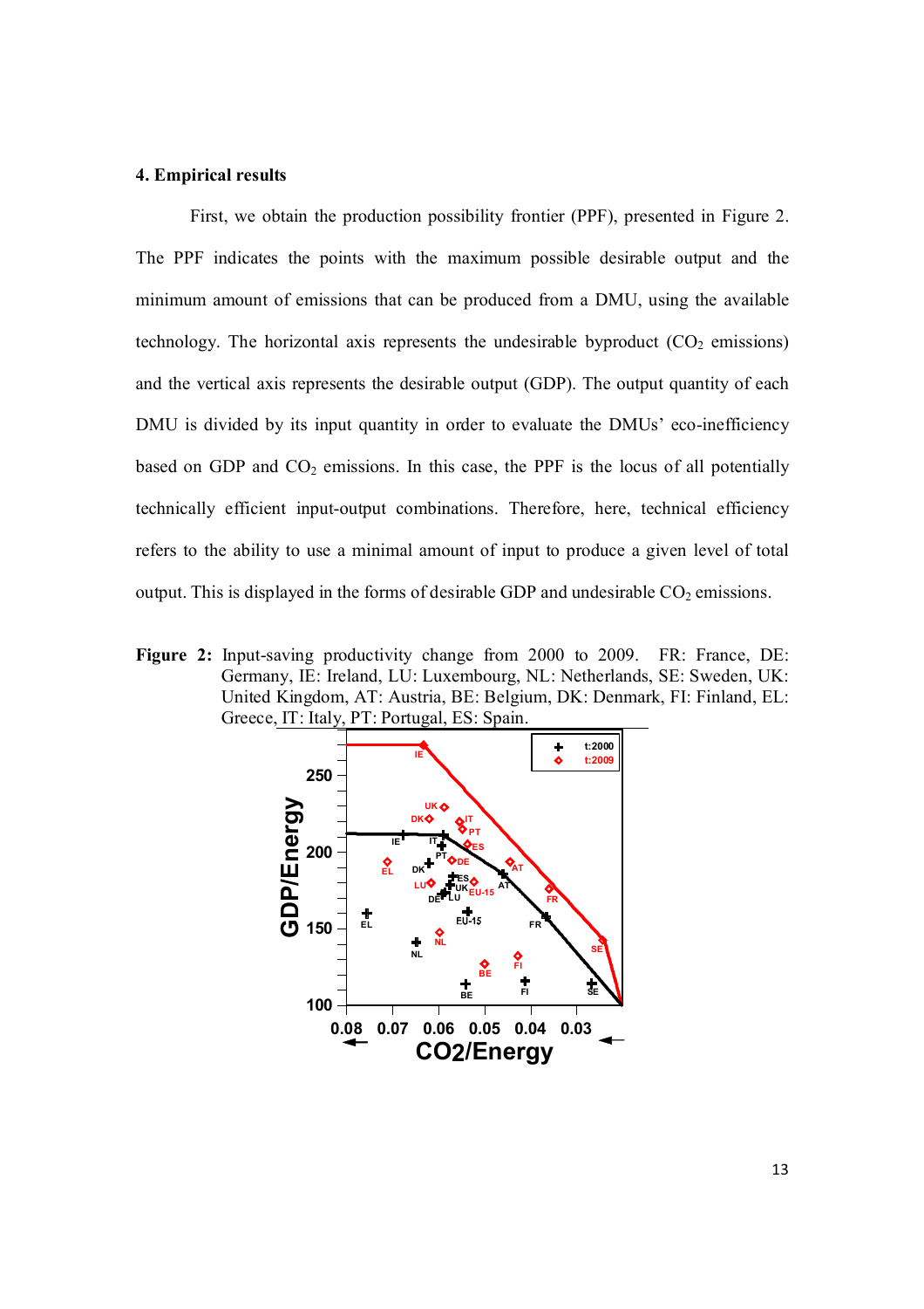## 4. Empirical results

First, we obtain the production possibility frontier (PPF), presented in Figure 2. The PPF indicates the points with the maximum possible desirable output and the minimum amount of emissions that can be produced from a DMU, using the available technology. The horizontal axis represents the undesirable byproduct ($CO_2$ emissions) and the vertical axis represents the desirable output (GDP). The output quantity of each DMU is divided by its input quantity in order to evaluate the DMUs' eco-inefficiency based on GDP and $CO_2$ emissions. In this case, the PPF is the locus of all potentially technically efficient input-output combinations. Therefore, here, technical efficiency refers to the ability to use a minimal amount of input to produce a given level of total output. This is displayed in the forms of desirable GDP and undesirable $CO_2$ emissions.

**Figure 2:** Input-saving productivity change from 2000 to 2009. FR: France, DE: Germany, IE: Ireland, LU: Luxembourg, NL: Netherlands, SE: Sweden, UK: United Kingdom, AT: Austria, BE: Belgium, DK: Denmark, FI: Finland, EL: Greece, IT: Italy, PT: Portugal, ES: Spain.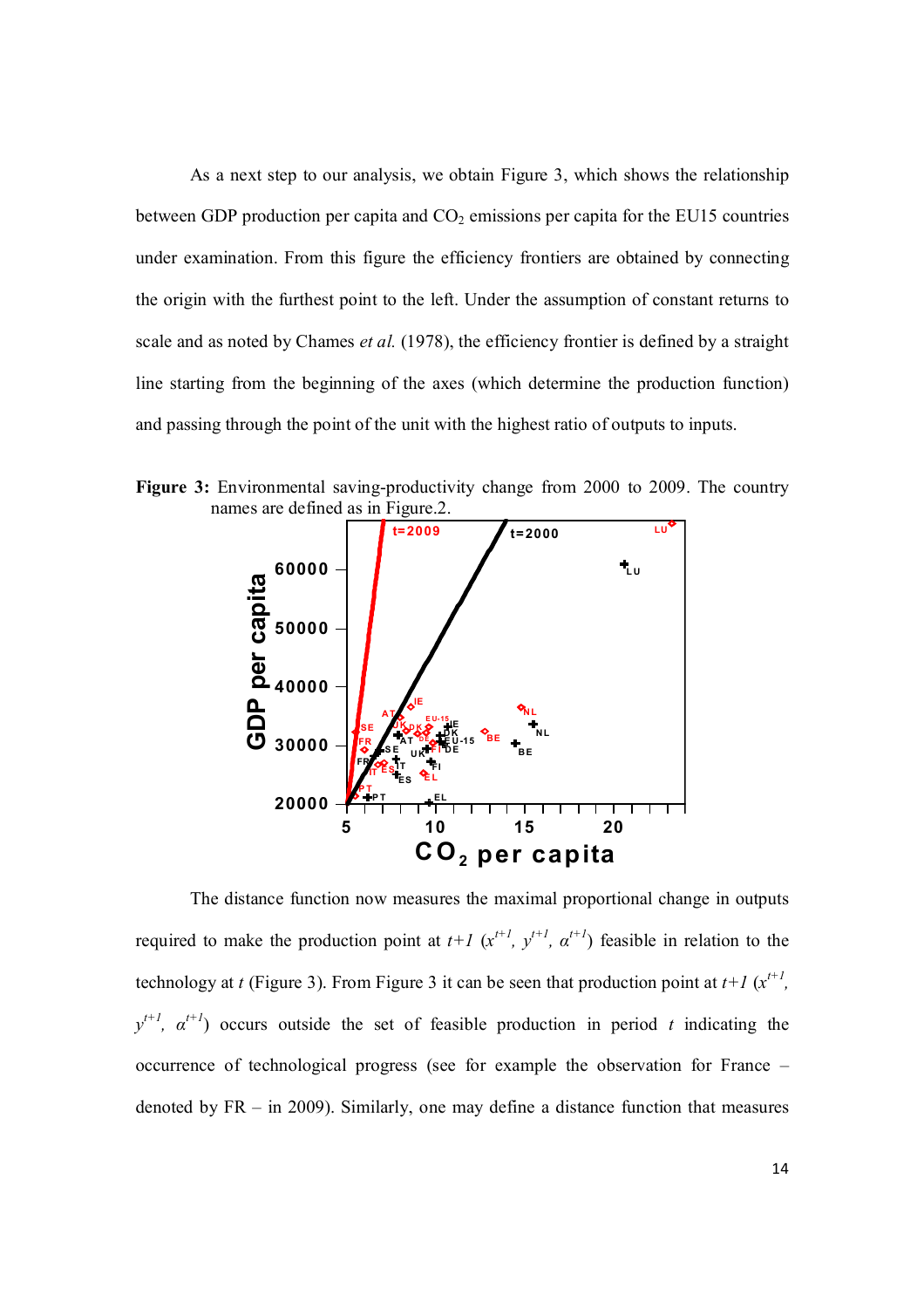As a next step to our analysis, we obtain Figure 3, which shows the relationship between GDP production per capita and $CO_2$ emissions per capita for the EU15 countries under examination. From this figure the efficiency frontiers are obtained by connecting the origin with the furthest point to the left. Under the assumption of constant returns to scale and as noted by Chames *et al.* (1978), the efficiency frontier is defined by a straight line starting from the beginning of the axes (which determine the production function) and passing through the point of the unit with the highest ratio of outputs to inputs.

**Figure 3:** Environmental saving-productivity change from 2000 to 2009. The country names are defined as in Figure.2.

The distance function now measures the maximal proportional change in outputs required to make the production point at $t+1$ ($x^{t+1}$, $y^{t+1}$, $\alpha^{t+1}$) feasible in relation to the technology at $t$ (Figure 3). From Figure 3 it can be seen that production point at $t+1$ ($x^{t+1}$, $y^{t+1}$, $\alpha^{t+1}$) occurs outside the set of feasible production in period $t$ indicating the occurrence of technological progress (see for example the observation for France – denoted by FR – in 2009). Similarly, one may define a distance function that measures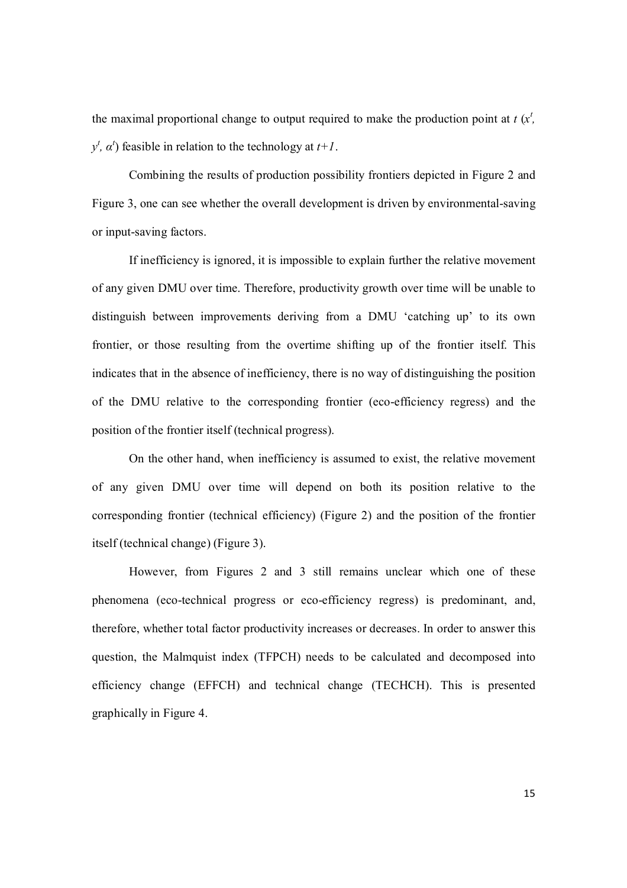the maximal proportional change to output required to make the production point at $t$ ($x^t$, $y^t$, $\alpha^t$) feasible in relation to the technology at $t+1$.

Combining the results of production possibility frontiers depicted in Figure 2 and Figure 3, one can see whether the overall development is driven by environmental-saving or input-saving factors.

If inefficiency is ignored, it is impossible to explain further the relative movement of any given DMU over time. Therefore, productivity growth over time will be unable to distinguish between improvements deriving from a DMU 'catching up' to its own frontier, or those resulting from the overtime shifting up of the frontier itself. This indicates that in the absence of inefficiency, there is no way of distinguishing the position of the DMU relative to the corresponding frontier (eco-efficiency regress) and the position of the frontier itself (technical progress).

On the other hand, when inefficiency is assumed to exist, the relative movement of any given DMU over time will depend on both its position relative to the corresponding frontier (technical efficiency) (Figure 2) and the position of the frontier itself (technical change) (Figure 3).

However, from Figures 2 and 3 still remains unclear which one of these phenomena (eco-technical progress or eco-efficiency regress) is predominant, and, therefore, whether total factor productivity increases or decreases. In order to answer this question, the Malmquist index (TFPCH) needs to be calculated and decomposed into efficiency change (EFFCH) and technical change (TECHCH). This is presented graphically in Figure 4.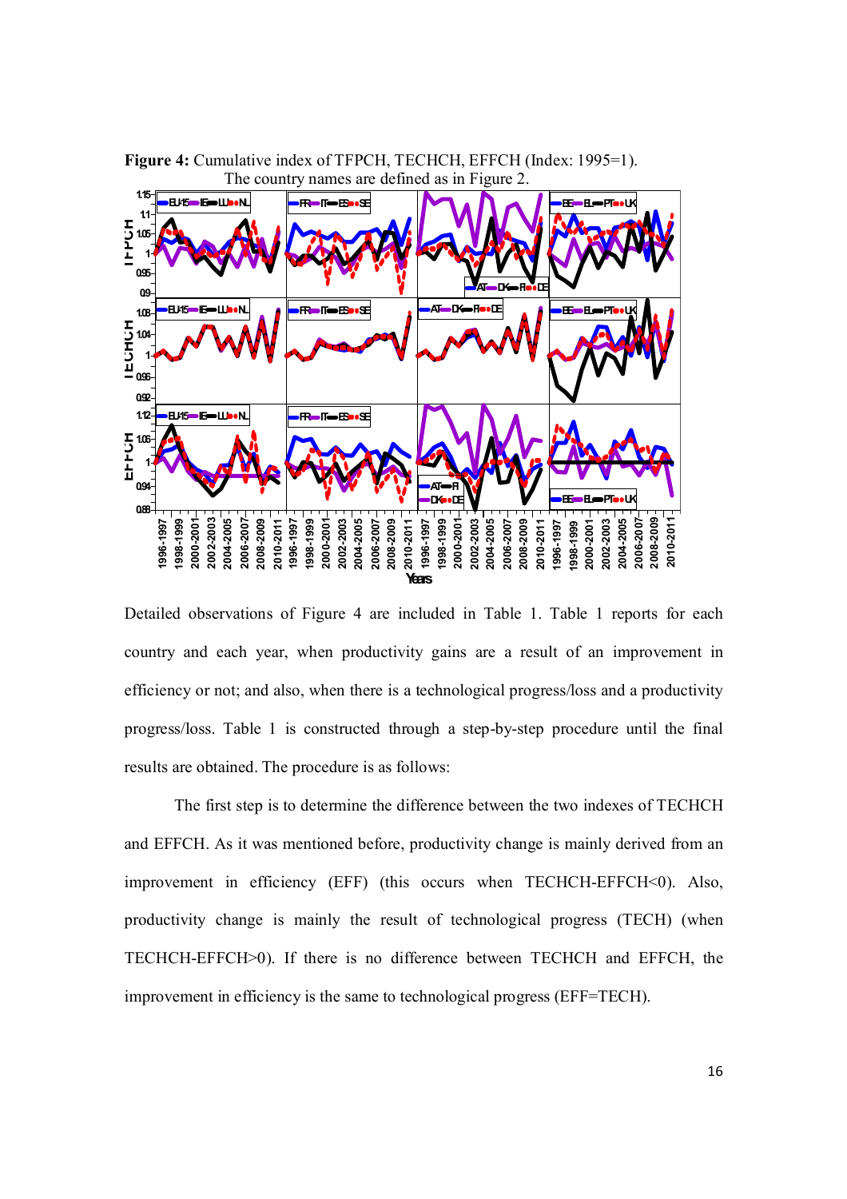**Figure 4:** Cumulative index of TFPCH, TECHCH, EFFCH (Index: 1995=1). The country names are defined as in Figure 2.

Detailed observations of Figure 4 are included in Table 1. Table 1 reports for each country and each year, when productivity gains are a result of an improvement in efficiency or not; and also, when there is a technological progress/loss and a productivity progress/loss. Table 1 is constructed through a step-by-step procedure until the final results are obtained. The procedure is as follows:

The first step is to determine the difference between the two indexes of TECHCH and EFFCH. As it was mentioned before, productivity change is mainly derived from an improvement in efficiency (EFF) (this occurs when TECHCH-EFFCH<0). Also, productivity change is mainly the result of technological progress (TECH) (when TECHCH-EFFCH>0). If there is no difference between TECHCH and EFFCH, the improvement in efficiency is the same to technological progress (EFF=TECH).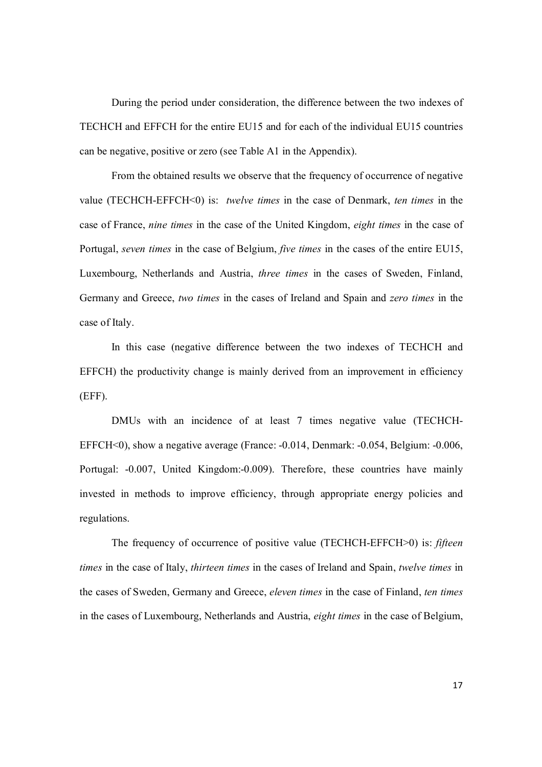During the period under consideration, the difference between the two indexes of TECHCH and EFFCH for the entire EU15 and for each of the individual EU15 countries can be negative, positive or zero (see Table A1 in the Appendix).

From the obtained results we observe that the frequency of occurrence of negative value (TECHCH-EFFCH<0) is: *twelve times* in the case of Denmark, *ten times* in the case of France, *nine times* in the case of the United Kingdom, *eight times* in the case of Portugal, *seven times* in the case of Belgium, *five times* in the cases of the entire EU15, Luxembourg, Netherlands and Austria, *three times* in the cases of Sweden, Finland, Germany and Greece, *two times* in the cases of Ireland and Spain and *zero times* in the case of Italy.

In this case (negative difference between the two indexes of TECHCH and EFFCH) the productivity change is mainly derived from an improvement in efficiency (EFF).

DMUs with an incidence of at least 7 times negative value (TECHCH-EFFCH<0), show a negative average (France: -0.014, Denmark: -0.054, Belgium: -0.006, Portugal: -0.007, United Kingdom:-0.009). Therefore, these countries have mainly invested in methods to improve efficiency, through appropriate energy policies and regulations.

The frequency of occurrence of positive value (TECHCH-EFFCH>0) is: *fifteen times* in the case of Italy, *thirteen times* in the cases of Ireland and Spain, *twelve times* in the cases of Sweden, Germany and Greece, *eleven times* in the case of Finland, *ten times* in the cases of Luxembourg, Netherlands and Austria, *eight times* in the case of Belgium,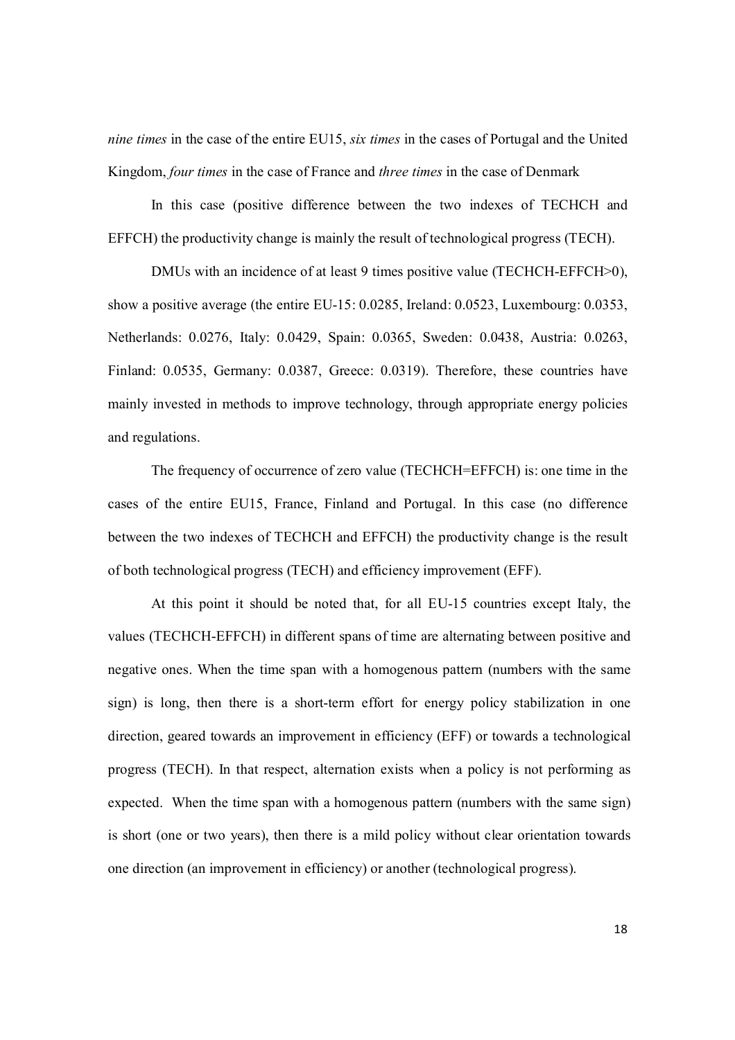*nine times* in the case of the entire EU15, *six times* in the cases of Portugal and the United Kingdom, *four times* in the case of France and *three times* in the case of Denmark

In this case (positive difference between the two indexes of TECHCH and EFFCH) the productivity change is mainly the result of technological progress (TECH).

DMUs with an incidence of at least 9 times positive value (TECHCH-EFFCH>0), show a positive average (the entire EU-15: 0.0285, Ireland: 0.0523, Luxembourg: 0.0353, Netherlands: 0.0276, Italy: 0.0429, Spain: 0.0365, Sweden: 0.0438, Austria: 0.0263, Finland: 0.0535, Germany: 0.0387, Greece: 0.0319). Therefore, these countries have mainly invested in methods to improve technology, through appropriate energy policies and regulations.

The frequency of occurrence of zero value (TECHCH=EFFCH) is: one time in the cases of the entire EU15, France, Finland and Portugal. In this case (no difference between the two indexes of TECHCH and EFFCH) the productivity change is the result of both technological progress (TECH) and efficiency improvement (EFF).

At this point it should be noted that, for all EU-15 countries except Italy, the values (TECHCH-EFFCH) in different spans of time are alternating between positive and negative ones. When the time span with a homogenous pattern (numbers with the same sign) is long, then there is a short-term effort for energy policy stabilization in one direction, geared towards an improvement in efficiency (EFF) or towards a technological progress (TECH). In that respect, alternation exists when a policy is not performing as expected. When the time span with a homogenous pattern (numbers with the same sign) is short (one or two years), then there is a mild policy without clear orientation towards one direction (an improvement in efficiency) or another (technological progress).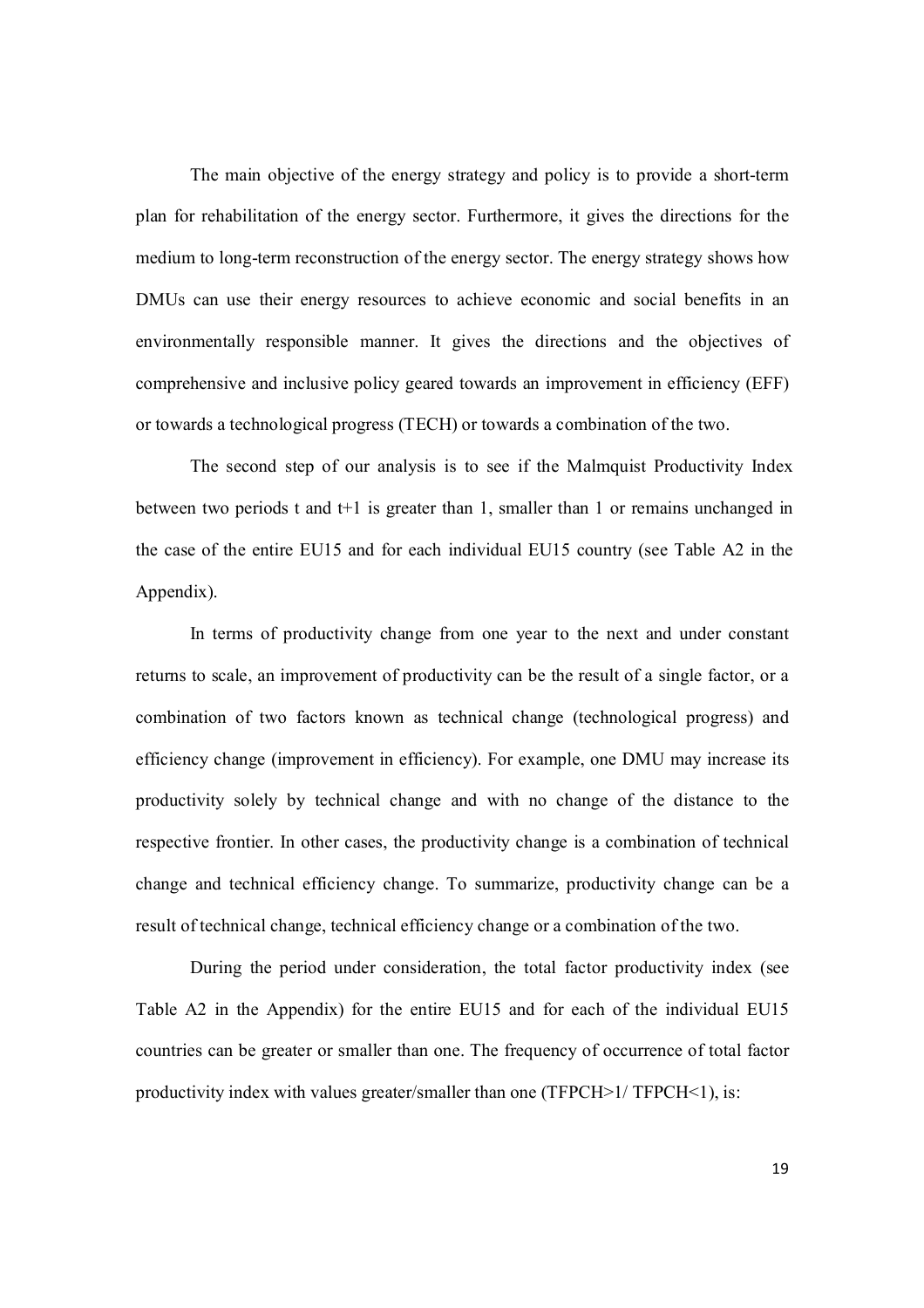The main objective of the energy strategy and policy is to provide a short-term plan for rehabilitation of the energy sector. Furthermore, it gives the directions for the medium to long-term reconstruction of the energy sector. The energy strategy shows how DMUs can use their energy resources to achieve economic and social benefits in an environmentally responsible manner. It gives the directions and the objectives of comprehensive and inclusive policy geared towards an improvement in efficiency (EFF) or towards a technological progress (TECH) or towards a combination of the two.

The second step of our analysis is to see if the Malmquist Productivity Index between two periods t and t+1 is greater than 1, smaller than 1 or remains unchanged in the case of the entire EU15 and for each individual EU15 country (see Table A2 in the Appendix).

In terms of productivity change from one year to the next and under constant returns to scale, an improvement of productivity can be the result of a single factor, or a combination of two factors known as technical change (technological progress) and efficiency change (improvement in efficiency). For example, one DMU may increase its productivity solely by technical change and with no change of the distance to the respective frontier. In other cases, the productivity change is a combination of technical change and technical efficiency change. To summarize, productivity change can be a result of technical change, technical efficiency change or a combination of the two.

During the period under consideration, the total factor productivity index (see Table A2 in the Appendix) for the entire EU15 and for each of the individual EU15 countries can be greater or smaller than one. The frequency of occurrence of total factor productivity index with values greater/smaller than one (TFPCH>1/ TFPCH<1), is: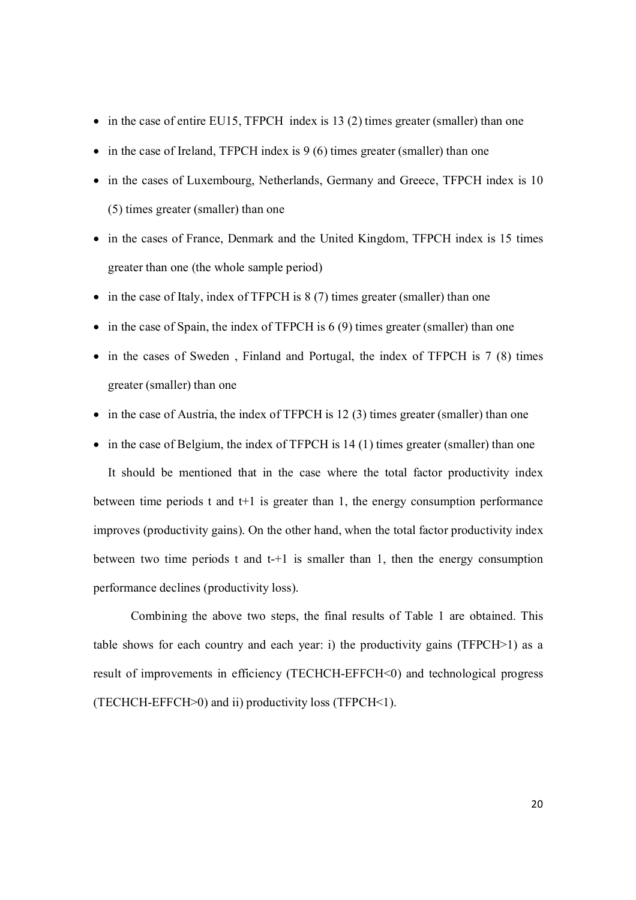- in the case of entire EU15, TFPCH index is 13 (2) times greater (smaller) than one
- in the case of Ireland, TFPCH index is 9 (6) times greater (smaller) than one
- in the cases of Luxembourg, Netherlands, Germany and Greece, TFPCH index is 10 (5) times greater (smaller) than one
- in the cases of France, Denmark and the United Kingdom, TFPCH index is 15 times greater than one (the whole sample period)
- in the case of Italy, index of TFPCH is 8 (7) times greater (smaller) than one
- in the case of Spain, the index of TFPCH is 6 (9) times greater (smaller) than one
- in the cases of Sweden , Finland and Portugal, the index of TFPCH is 7 (8) times greater (smaller) than one
- in the case of Austria, the index of TFPCH is 12 (3) times greater (smaller) than one
- in the case of Belgium, the index of TFPCH is 14 (1) times greater (smaller) than one

It should be mentioned that in the case where the total factor productivity index between time periods t and t+1 is greater than 1, the energy consumption performance improves (productivity gains). On the other hand, when the total factor productivity index between two time periods t and t-+1 is smaller than 1, then the energy consumption performance declines (productivity loss).

Combining the above two steps, the final results of Table 1 are obtained. This table shows for each country and each year: i) the productivity gains (TFPCH>1) as a result of improvements in efficiency (TECHCH-EFFCH<0) and technological progress (TECHCH-EFFCH>0) and ii) productivity loss (TFPCH<1).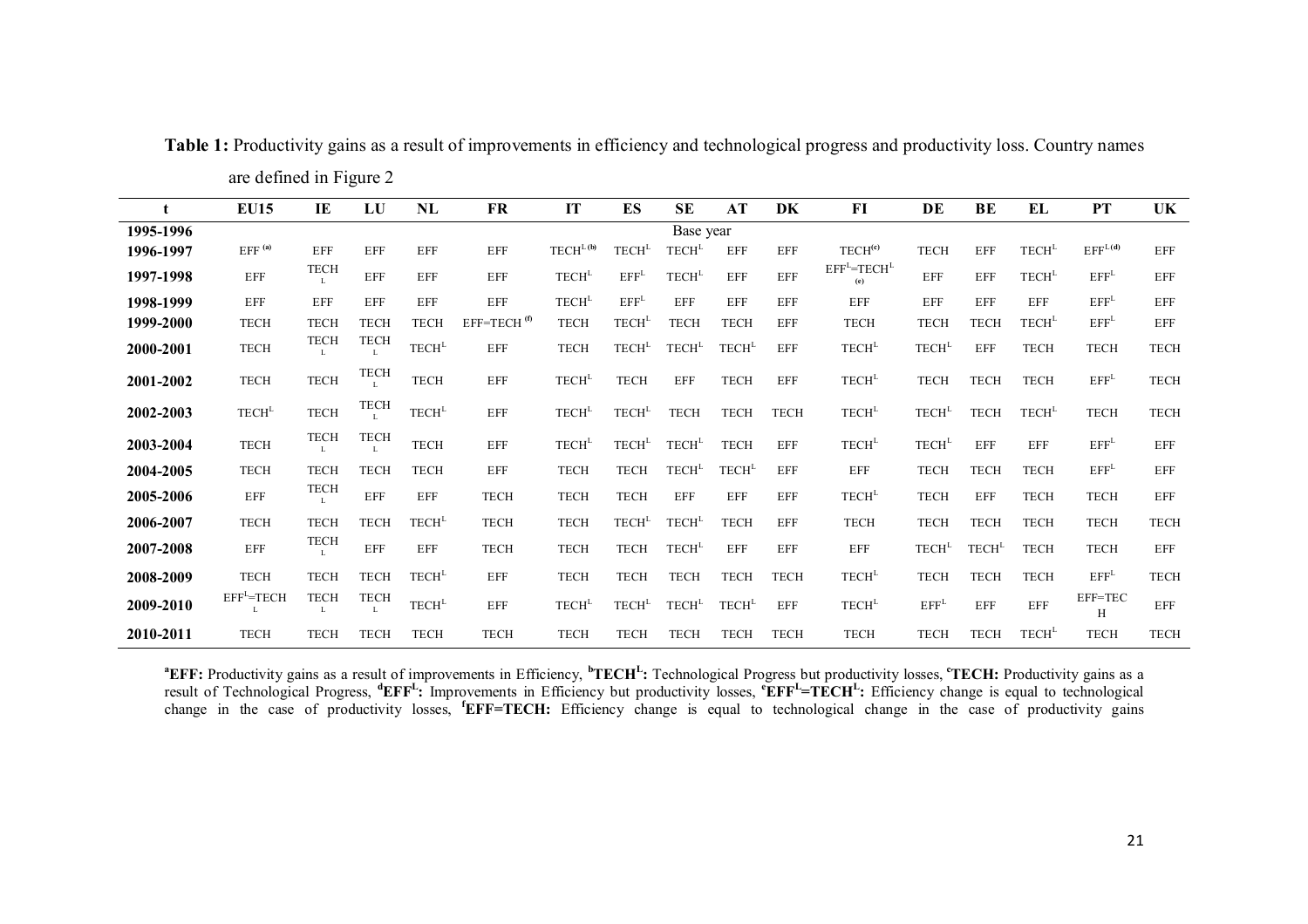**Table 1:** Productivity gains as a result of improvements in efficiency and technological progress and productivity loss. Country names are defined in Figure 2

| t | EU15 | IE | LU | NL | FR | IT | ES | SE | AT | DK | FI | DE | BE | EL | PT | UK |
|---|---|---|---|---|---|---|---|---|---|---|---|---|---|---|---|---|
| **1995-1996** | | | | | | | | Base year | | | | | | | | |
| **1996-1997** | EFF [(a)] | EFF | EFF | EFF | EFF | TECH$^{L}$ [(b)] | TECH$^{L}$ | TECH$^{L}$ | EFF | EFF | TECH[(c)] | TECH | EFF | TECH$^{L}$ | EFF$^{L}$ [(d)] | EFF |
| **1997-1998** | EFF | TECH$^{L}$ | EFF | EFF | EFF | TECH$^{L}$ | EFF$^{L}$ | TECH$^{L}$ | EFF | EFF | EFF$^{L}$=TECH$^{L}$ [(e)] | EFF | EFF | TECH$^{L}$ | EFF$^{L}$ | EFF |
| **1998-1999** | EFF | EFF | EFF | EFF | EFF | TECH$^{L}$ | EFF$^{L}$ | EFF | EFF | EFF | EFF | EFF | EFF | EFF | EFF$^{L}$ | EFF |
| **1999-2000** | TECH | TECH | TECH | TECH | EFF=TECH [(f)] | TECH | TECH$^{L}$ | TECH | TECH | EFF | TECH | TECH | TECH | TECH$^{L}$ | EFF$^{L}$ | EFF |
| **2000-2001** | TECH | TECH$^{L}$ | TECH$^{L}$ | TECH$^{L}$ | EFF | TECH | TECH$^{L}$ | TECH$^{L}$ | TECH$^{L}$ | EFF | TECH$^{L}$ | TECH$^{L}$ | EFF | TECH | TECH | TECH |
| **2001-2002** | TECH | TECH | TECH$^{L}$ | TECH | EFF | TECH$^{L}$ | TECH | EFF | TECH | EFF | TECH$^{L}$ | TECH | TECH | TECH | EFF$^{L}$ | TECH |
| **2002-2003** | TECH$^{L}$ | TECH | TECH$^{L}$ | TECH$^{L}$ | EFF | TECH$^{L}$ | TECH$^{L}$ | TECH | TECH | TECH | TECH$^{L}$ | TECH$^{L}$ | TECH | TECH$^{L}$ | TECH | TECH |
| **2003-2004** | TECH | TECH$^{L}$ | TECH$^{L}$ | TECH | EFF | TECH$^{L}$ | TECH$^{L}$ | TECH$^{L}$ | TECH | EFF | TECH$^{L}$ | TECH$^{L}$ | EFF | EFF | EFF$^{L}$ | EFF |
| **2004-2005** | TECH | TECH | TECH | TECH | EFF | TECH | TECH | TECH$^{L}$ | TECH$^{L}$ | EFF | EFF | TECH | TECH | TECH | EFF$^{L}$ | EFF |
| **2005-2006** | EFF | TECH$^{L}$ | EFF | EFF | TECH | TECH | TECH | EFF | EFF | EFF | TECH$^{L}$ | TECH | EFF | TECH | TECH | EFF |
| **2006-2007** | TECH | TECH | TECH | TECH$^{L}$ | TECH | TECH | TECH$^{L}$ | TECH$^{L}$ | TECH | EFF | TECH | TECH | TECH | TECH | TECH | TECH |
| **2007-2008** | EFF | TECH$^{L}$ | EFF | EFF | TECH | TECH | TECH | TECH$^{L}$ | EFF | EFF | EFF | TECH$^{L}$ | TECH$^{L}$ | TECH | TECH | EFF |
| **2008-2009** | TECH | TECH | TECH | TECH$^{L}$ | EFF | TECH | TECH | TECH | TECH | TECH | TECH$^{L}$ | TECH | TECH | TECH | EFF$^{L}$ | TECH |
| **2009-2010** | EFF$^{L}$=TECH$^{L}$ | TECH$^{L}$ | TECH$^{L}$ | TECH$^{L}$ | EFF | TECH$^{L}$ | TECH$^{L}$ | TECH$^{L}$ | TECH$^{L}$ | EFF | TECH$^{L}$ | EFF$^{L}$ | EFF | EFF | EFF=TECH | EFF |
| **2010-2011** | TECH | TECH | TECH | TECH | TECH | TECH | TECH | TECH | TECH | TECH | TECH | TECH | TECH | TECH$^{L}$ | TECH | TECH |

[a]**EFF:** Productivity gains as a result of improvements in Efficiency, [b]**TECH$^{L}$:** Technological Progress but productivity losses, [c]**TECH:** Productivity gains as a result of Technological Progress, [d]**EFF$^{L}$:** Improvements in Efficiency but productivity losses, [e]**EFF$^{L}$=TECH$^{L}$:** Efficiency change is equal to technological change in the case of productivity losses, [f]**EFF=TECH:** Efficiency change is equal to technological change in the case of productivity gains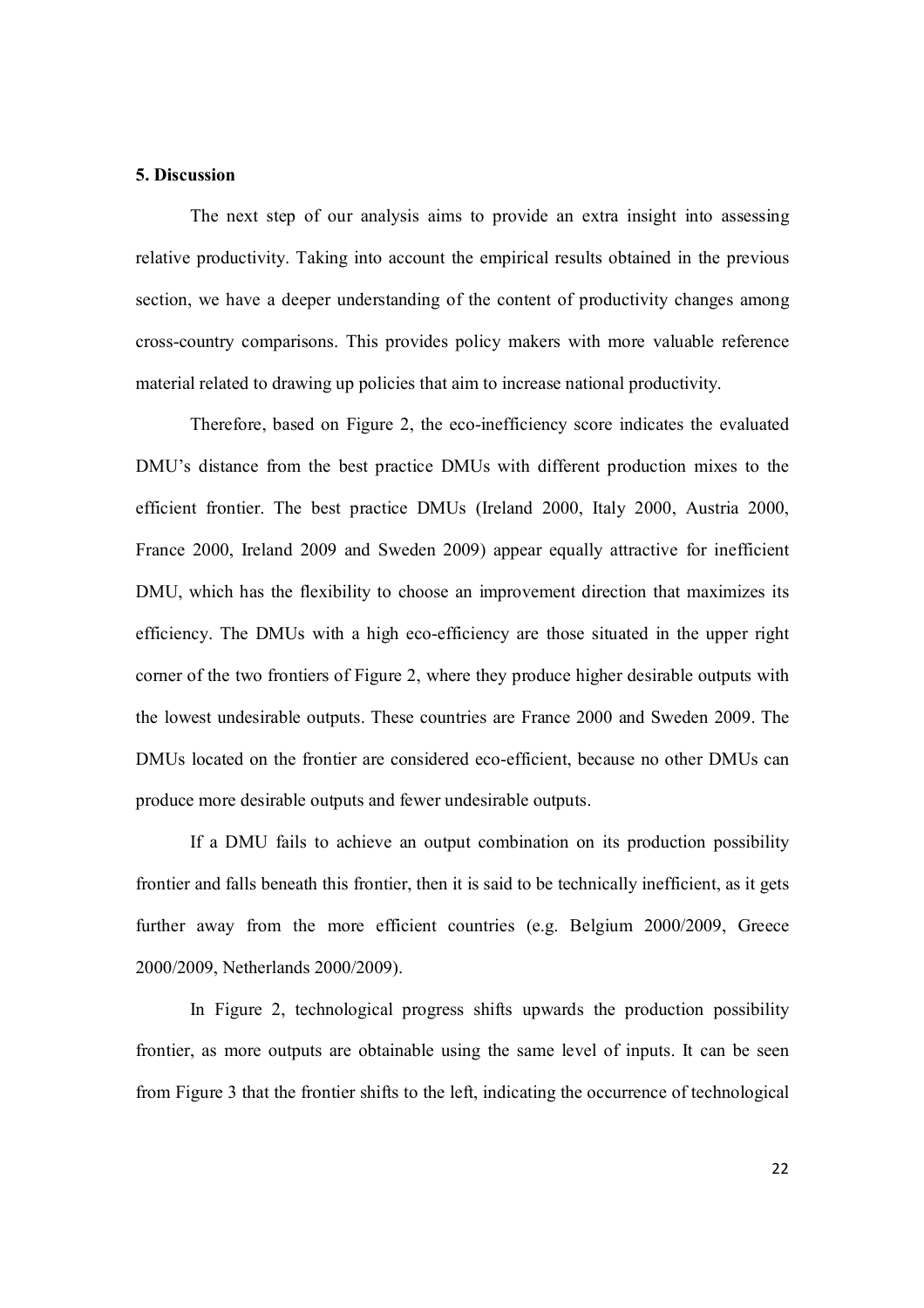## 5. Discussion

The next step of our analysis aims to provide an extra insight into assessing relative productivity. Taking into account the empirical results obtained in the previous section, we have a deeper understanding of the content of productivity changes among cross-country comparisons. This provides policy makers with more valuable reference material related to drawing up policies that aim to increase national productivity.

Therefore, based on Figure 2, the eco-inefficiency score indicates the evaluated DMU's distance from the best practice DMUs with different production mixes to the efficient frontier. The best practice DMUs (Ireland 2000, Italy 2000, Austria 2000, France 2000, Ireland 2009 and Sweden 2009) appear equally attractive for inefficient DMU, which has the flexibility to choose an improvement direction that maximizes its efficiency. The DMUs with a high eco-efficiency are those situated in the upper right corner of the two frontiers of Figure 2, where they produce higher desirable outputs with the lowest undesirable outputs. These countries are France 2000 and Sweden 2009. The DMUs located on the frontier are considered eco-efficient, because no other DMUs can produce more desirable outputs and fewer undesirable outputs.

If a DMU fails to achieve an output combination on its production possibility frontier and falls beneath this frontier, then it is said to be technically inefficient, as it gets further away from the more efficient countries (e.g. Belgium 2000/2009, Greece 2000/2009, Netherlands 2000/2009).

In Figure 2, technological progress shifts upwards the production possibility frontier, as more outputs are obtainable using the same level of inputs. It can be seen from Figure 3 that the frontier shifts to the left, indicating the occurrence of technological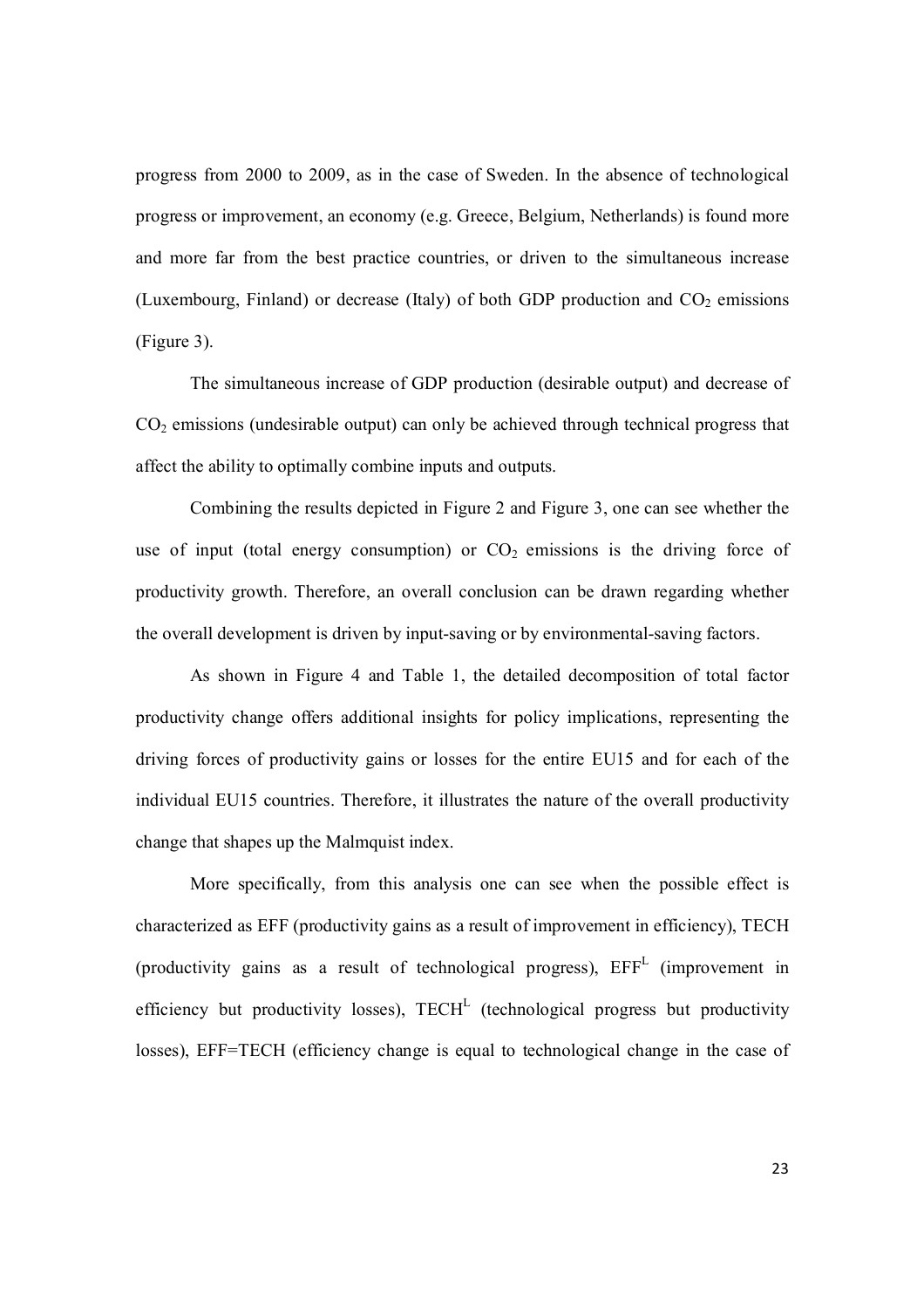progress from 2000 to 2009, as in the case of Sweden. In the absence of technological progress or improvement, an economy (e.g. Greece, Belgium, Netherlands) is found more and more far from the best practice countries, or driven to the simultaneous increase (Luxembourg, Finland) or decrease (Italy) of both GDP production and $CO_2$ emissions (Figure 3).

The simultaneous increase of GDP production (desirable output) and decrease of $CO_2$ emissions (undesirable output) can only be achieved through technical progress that affect the ability to optimally combine inputs and outputs.

Combining the results depicted in Figure 2 and Figure 3, one can see whether the use of input (total energy consumption) or $CO_2$ emissions is the driving force of productivity growth. Therefore, an overall conclusion can be drawn regarding whether the overall development is driven by input-saving or by environmental-saving factors.

As shown in Figure 4 and Table 1, the detailed decomposition of total factor productivity change offers additional insights for policy implications, representing the driving forces of productivity gains or losses for the entire EU15 and for each of the individual EU15 countries. Therefore, it illustrates the nature of the overall productivity change that shapes up the Malmquist index.

More specifically, from this analysis one can see when the possible effect is characterized as EFF (productivity gains as a result of improvement in efficiency), TECH (productivity gains as a result of technological progress), $EFF^L$ (improvement in efficiency but productivity losses), $TECH^L$ (technological progress but productivity losses), EFF=TECH (efficiency change is equal to technological change in the case of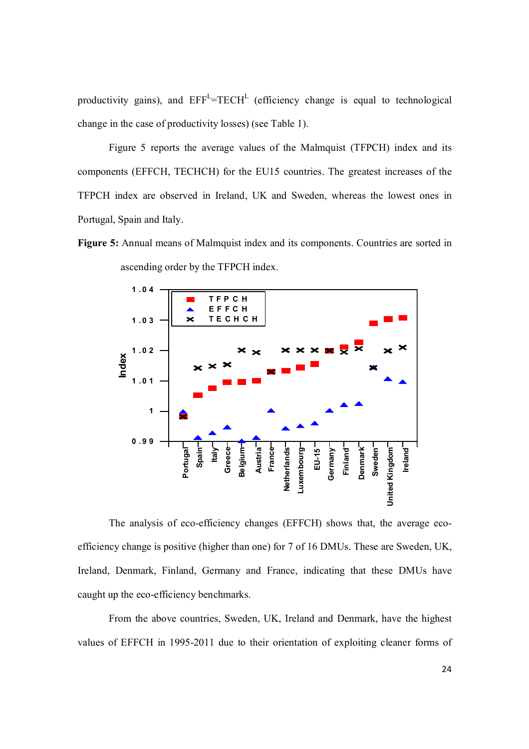productivity gains), and $EFF^L=TECH^L$ (efficiency change is equal to technological change in the case of productivity losses) (see Table 1).

Figure 5 reports the average values of the Malmquist (TFPCH) index and its components (EFFCH, TECHCH) for the EU15 countries. The greatest increases of the TFPCH index are observed in Ireland, UK and Sweden, whereas the lowest ones in Portugal, Spain and Italy.

**Figure 5:** Annual means of Malmquist index and its components. Countries are sorted in ascending order by the TFPCH index.

The analysis of eco-efficiency changes (EFFCH) shows that, the average eco-efficiency change is positive (higher than one) for 7 of 16 DMUs. These are Sweden, UK, Ireland, Denmark, Finland, Germany and France, indicating that these DMUs have caught up the eco-efficiency benchmarks.

From the above countries, Sweden, UK, Ireland and Denmark, have the highest values of EFFCH in 1995-2011 due to their orientation of exploiting cleaner forms of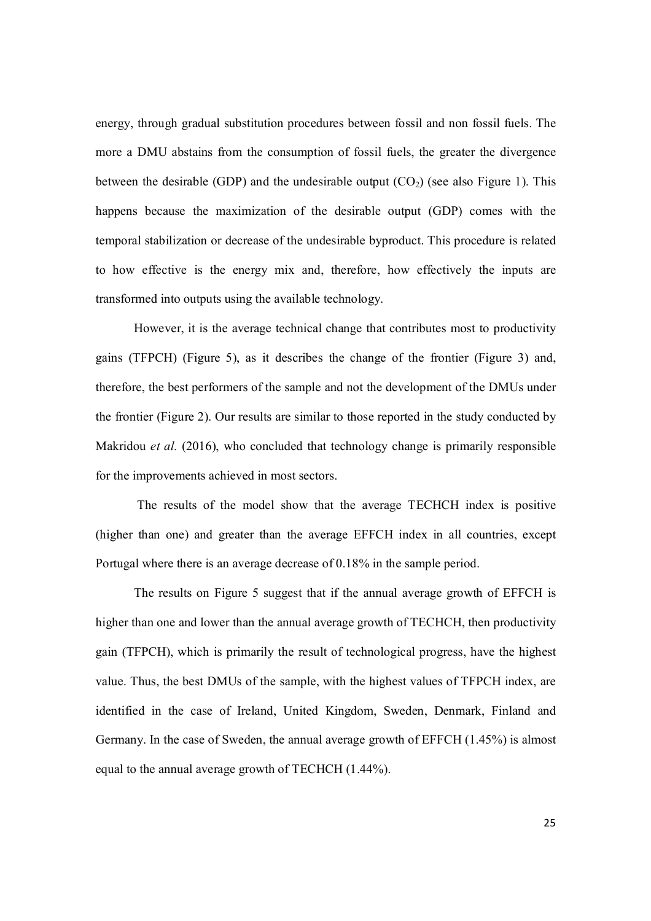energy, through gradual substitution procedures between fossil and non fossil fuels. The more a DMU abstains from the consumption of fossil fuels, the greater the divergence between the desirable (GDP) and the undesirable output ($CO_2$) (see also Figure 1). This happens because the maximization of the desirable output (GDP) comes with the temporal stabilization or decrease of the undesirable byproduct. This procedure is related to how effective is the energy mix and, therefore, how effectively the inputs are transformed into outputs using the available technology.

However, it is the average technical change that contributes most to productivity gains (TFPCH) (Figure 5), as it describes the change of the frontier (Figure 3) and, therefore, the best performers of the sample and not the development of the DMUs under the frontier (Figure 2). Our results are similar to those reported in the study conducted by Makridou *et al.* (2016), who concluded that technology change is primarily responsible for the improvements achieved in most sectors.

The results of the model show that the average TECHCH index is positive (higher than one) and greater than the average EFFCH index in all countries, except Portugal where there is an average decrease of 0.18% in the sample period.

The results on Figure 5 suggest that if the annual average growth of EFFCH is higher than one and lower than the annual average growth of TECHCH, then productivity gain (TFPCH), which is primarily the result of technological progress, have the highest value. Thus, the best DMUs of the sample, with the highest values of TFPCH index, are identified in the case of Ireland, United Kingdom, Sweden, Denmark, Finland and Germany. In the case of Sweden, the annual average growth of EFFCH (1.45%) is almost equal to the annual average growth of TECHCH (1.44%).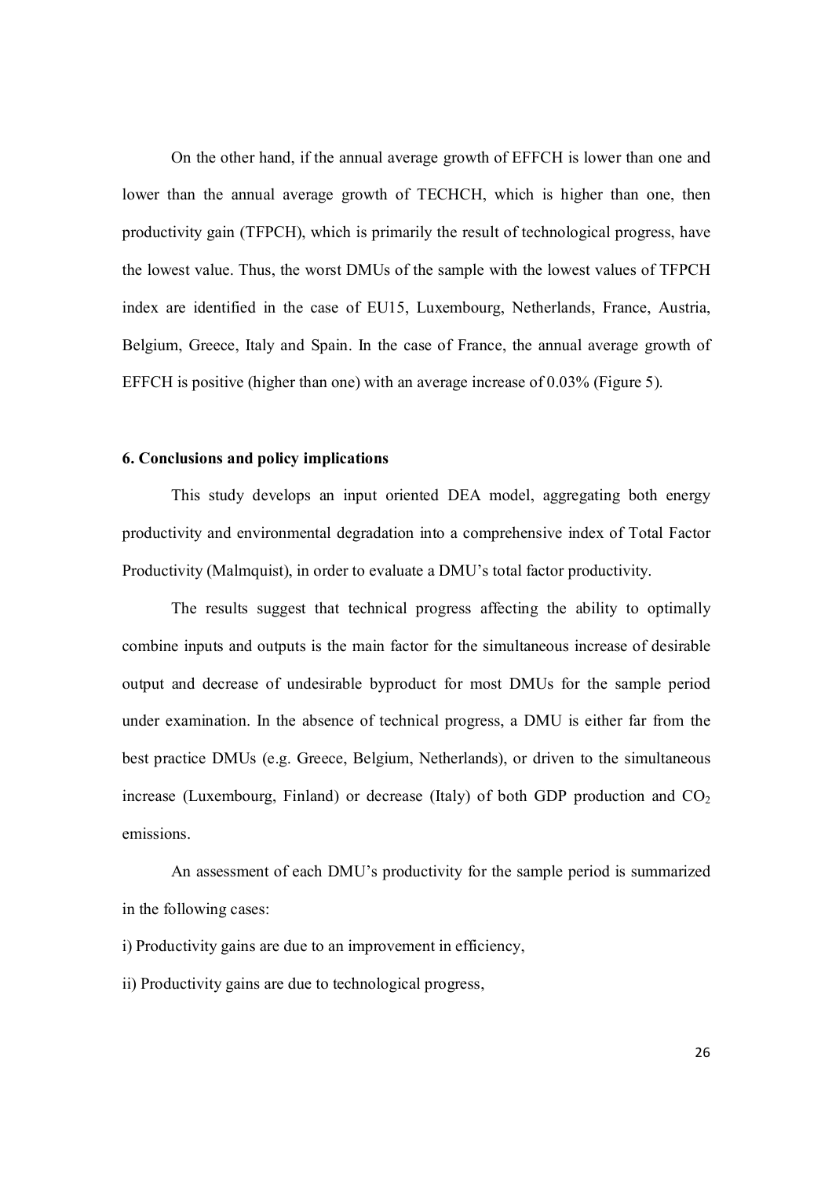On the other hand, if the annual average growth of EFFCH is lower than one and lower than the annual average growth of TECHCH, which is higher than one, then productivity gain (TFPCH), which is primarily the result of technological progress, have the lowest value. Thus, the worst DMUs of the sample with the lowest values of TFPCH index are identified in the case of EU15, Luxembourg, Netherlands, France, Austria, Belgium, Greece, Italy and Spain. In the case of France, the annual average growth of EFFCH is positive (higher than one) with an average increase of 0.03% (Figure 5).

## 6. Conclusions and policy implications

This study develops an input oriented DEA model, aggregating both energy productivity and environmental degradation into a comprehensive index of Total Factor Productivity (Malmquist), in order to evaluate a DMU's total factor productivity.

The results suggest that technical progress affecting the ability to optimally combine inputs and outputs is the main factor for the simultaneous increase of desirable output and decrease of undesirable byproduct for most DMUs for the sample period under examination. In the absence of technical progress, a DMU is either far from the best practice DMUs (e.g. Greece, Belgium, Netherlands), or driven to the simultaneous increase (Luxembourg, Finland) or decrease (Italy) of both GDP production and $CO_2$ emissions.

An assessment of each DMU's productivity for the sample period is summarized in the following cases:

i) Productivity gains are due to an improvement in efficiency,

ii) Productivity gains are due to technological progress,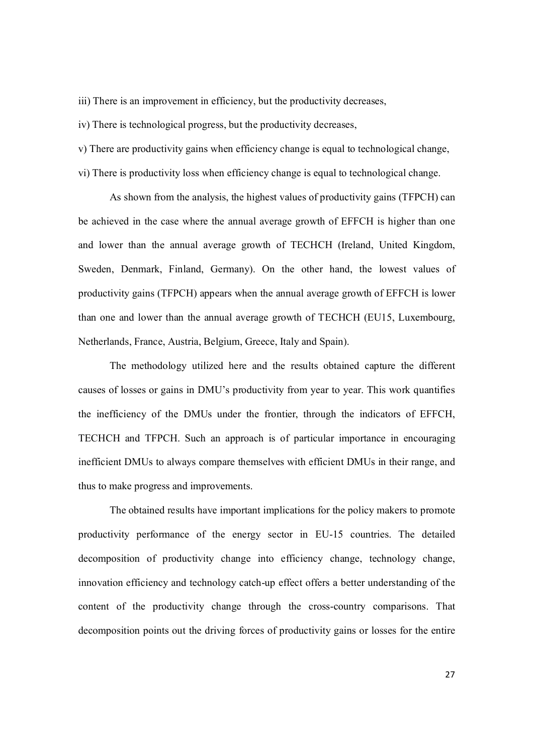iii) There is an improvement in efficiency, but the productivity decreases,

iv) There is technological progress, but the productivity decreases,

v) There are productivity gains when efficiency change is equal to technological change,

vi) There is productivity loss when efficiency change is equal to technological change.

As shown from the analysis, the highest values of productivity gains (TFPCH) can be achieved in the case where the annual average growth of EFFCH is higher than one and lower than the annual average growth of TECHCH (Ireland, United Kingdom, Sweden, Denmark, Finland, Germany). On the other hand, the lowest values of productivity gains (TFPCH) appears when the annual average growth of EFFCH is lower than one and lower than the annual average growth of TECHCH (EU15, Luxembourg, Netherlands, France, Austria, Belgium, Greece, Italy and Spain).

The methodology utilized here and the results obtained capture the different causes of losses or gains in DMU's productivity from year to year. This work quantifies the inefficiency of the DMUs under the frontier, through the indicators of EFFCH, TECHCH and TFPCH. Such an approach is of particular importance in encouraging inefficient DMUs to always compare themselves with efficient DMUs in their range, and thus to make progress and improvements.

The obtained results have important implications for the policy makers to promote productivity performance of the energy sector in EU-15 countries. The detailed decomposition of productivity change into efficiency change, technology change, innovation efficiency and technology catch-up effect offers a better understanding of the content of the productivity change through the cross-country comparisons. That decomposition points out the driving forces of productivity gains or losses for the entire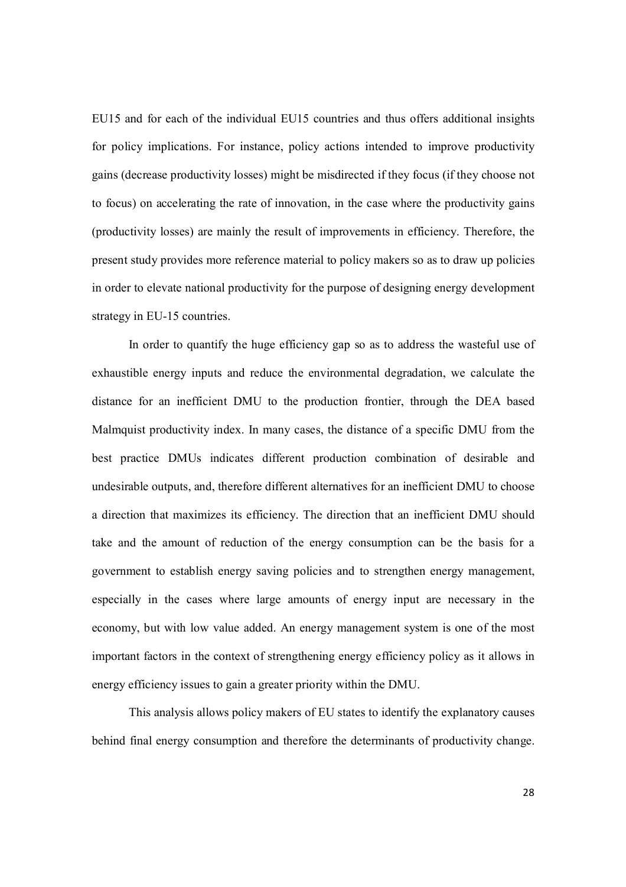EU15 and for each of the individual EU15 countries and thus offers additional insights for policy implications. For instance, policy actions intended to improve productivity gains (decrease productivity losses) might be misdirected if they focus (if they choose not to focus) on accelerating the rate of innovation, in the case where the productivity gains (productivity losses) are mainly the result of improvements in efficiency. Therefore, the present study provides more reference material to policy makers so as to draw up policies in order to elevate national productivity for the purpose of designing energy development strategy in EU-15 countries.

In order to quantify the huge efficiency gap so as to address the wasteful use of exhaustible energy inputs and reduce the environmental degradation, we calculate the distance for an inefficient DMU to the production frontier, through the DEA based Malmquist productivity index. In many cases, the distance of a specific DMU from the best practice DMUs indicates different production combination of desirable and undesirable outputs, and, therefore different alternatives for an inefficient DMU to choose a direction that maximizes its efficiency. The direction that an inefficient DMU should take and the amount of reduction of the energy consumption can be the basis for a government to establish energy saving policies and to strengthen energy management, especially in the cases where large amounts of energy input are necessary in the economy, but with low value added. An energy management system is one of the most important factors in the context of strengthening energy efficiency policy as it allows in energy efficiency issues to gain a greater priority within the DMU.

This analysis allows policy makers of EU states to identify the explanatory causes behind final energy consumption and therefore the determinants of productivity change.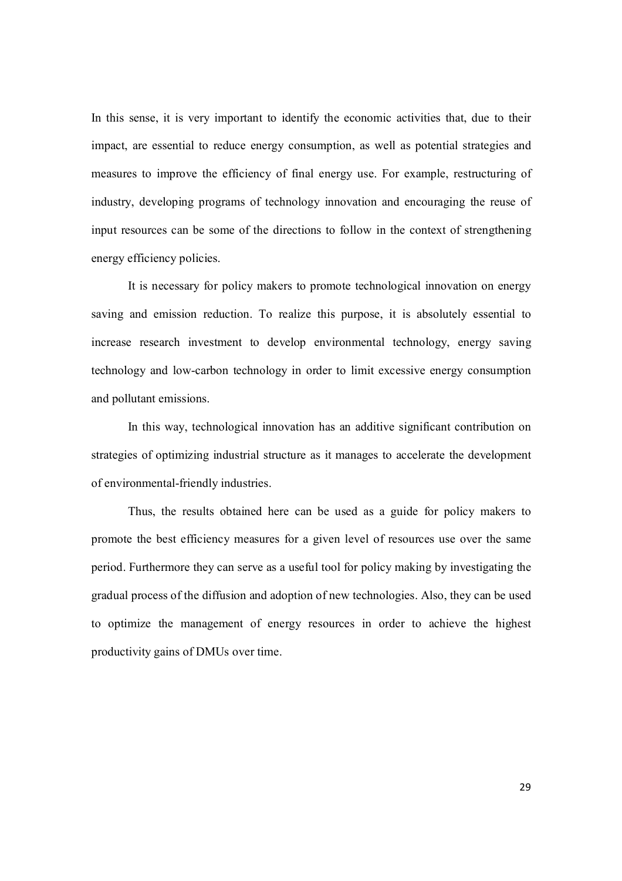In this sense, it is very important to identify the economic activities that, due to their impact, are essential to reduce energy consumption, as well as potential strategies and measures to improve the efficiency of final energy use. For example, restructuring of industry, developing programs of technology innovation and encouraging the reuse of input resources can be some of the directions to follow in the context of strengthening energy efficiency policies.

It is necessary for policy makers to promote technological innovation on energy saving and emission reduction. To realize this purpose, it is absolutely essential to increase research investment to develop environmental technology, energy saving technology and low-carbon technology in order to limit excessive energy consumption and pollutant emissions.

In this way, technological innovation has an additive significant contribution on strategies of optimizing industrial structure as it manages to accelerate the development of environmental-friendly industries.

Thus, the results obtained here can be used as a guide for policy makers to promote the best efficiency measures for a given level of resources use over the same period. Furthermore they can serve as a useful tool for policy making by investigating the gradual process of the diffusion and adoption of new technologies. Also, they can be used to optimize the management of energy resources in order to achieve the highest productivity gains of DMUs over time.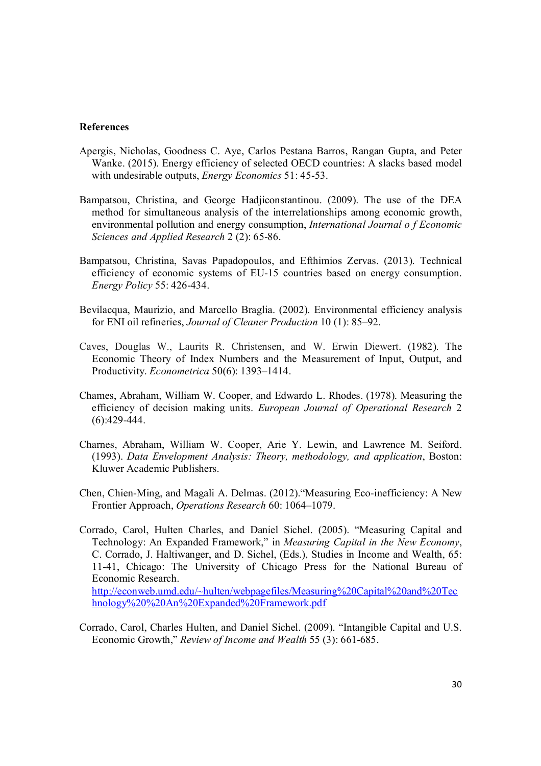**References**

Apergis, Nicholas, Goodness C. Aye, Carlos Pestana Barros, Rangan Gupta, and Peter Wanke. (2015). Energy efficiency of selected OECD countries: A slacks based model with undesirable outputs, *Energy Economics* 51: 45-53.

Bampatsou, Christina, and George Hadjiconstantinou. (2009). The use of the DEA method for simultaneous analysis of the interrelationships among economic growth, environmental pollution and energy consumption, *International Journal o f Economic Sciences and Applied Research* 2 (2): 65-86.

Bampatsou, Christina, Savas Papadopoulos, and Efthimios Zervas. (2013). Technical efficiency of economic systems of EU-15 countries based on energy consumption. *Energy Policy* 55: 426-434.

Bevilacqua, Maurizio, and Marcello Braglia. (2002). Environmental efficiency analysis for ENI oil refineries, *Journal of Cleaner Production* 10 (1): 85–92.

Caves, Douglas W., Laurits R. Christensen, and W. Erwin Diewert. (1982). The Economic Theory of Index Numbers and the Measurement of Input, Output, and Productivity. *Econometrica* 50(6): 1393–1414.

Chames, Abraham, William W. Cooper, and Edwardo L. Rhodes. (1978). Measuring the efficiency of decision making units. *European Journal of Operational Research* 2 (6):429-444.

Charnes, Abraham, William W. Cooper, Arie Y. Lewin, and Lawrence M. Seiford. (1993). *Data Envelopment Analysis: Theory, methodology, and application*, Boston: Kluwer Academic Publishers.

Chen, Chien-Ming, and Magali A. Delmas. (2012).“Measuring Eco-inefficiency: A New Frontier Approach, *Operations Research* 60: 1064–1079.

Corrado, Carol, Hulten Charles, and Daniel Sichel. (2005). “Measuring Capital and Technology: An Expanded Framework,” in *Measuring Capital in the New Economy*, C. Corrado, J. Haltiwanger, and D. Sichel, (Eds.), Studies in Income and Wealth, 65: 11-41, Chicago: The University of Chicago Press for the National Bureau of Economic Research. http://econweb.umd.edu/~hulten/webpagefiles/Measuring%20Capital%20and%20Technology%20%20An%20Expanded%20Framework.pdf

Corrado, Carol, Charles Hulten, and Daniel Sichel. (2009). “Intangible Capital and U.S. Economic Growth,” *Review of Income and Wealth* 55 (3): 661-685.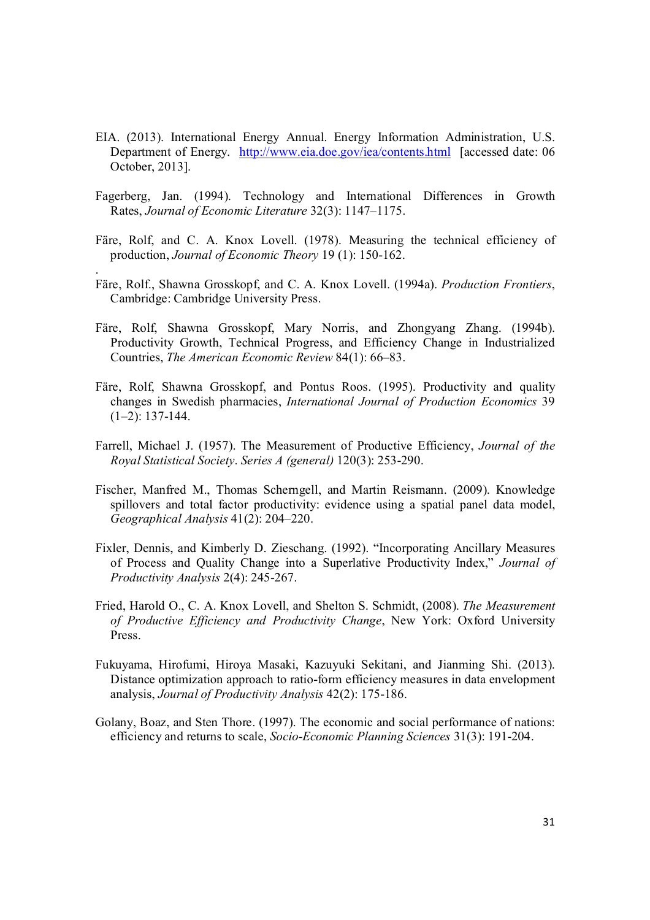EIA. (2013). International Energy Annual. Energy Information Administration, U.S. Department of Energy. http://www.eia.doe.gov/iea/contents.html [accessed date: 06 October, 2013].

Fagerberg, Jan. (1994). Technology and International Differences in Growth Rates, *Journal of Economic Literature* 32(3): 1147–1175.

Färe, Rolf, and C. A. Knox Lovell. (1978). Measuring the technical efficiency of production, *Journal of Economic Theory* 19 (1): 150-162.

Färe, Rolf., Shawna Grosskopf, and C. A. Knox Lovell. (1994a). *Production Frontiers*, Cambridge: Cambridge University Press.

Färe, Rolf, Shawna Grosskopf, Mary Norris, and Zhongyang Zhang. (1994b). Productivity Growth, Technical Progress, and Efficiency Change in Industrialized Countries, *The American Economic Review* 84(1): 66–83.

Färe, Rolf, Shawna Grosskopf, and Pontus Roos. (1995). Productivity and quality changes in Swedish pharmacies, *International Journal of Production Economics* 39 (1–2): 137-144.

Farrell, Michael J. (1957). The Measurement of Productive Efficiency, *Journal of the Royal Statistical Society*. *Series A (general)* 120(3): 253-290.

Fischer, Manfred M., Thomas Scherngell, and Martin Reismann. (2009). Knowledge spillovers and total factor productivity: evidence using a spatial panel data model, *Geographical Analysis* 41(2): 204–220.

Fixler, Dennis, and Kimberly D. Zieschang. (1992). "Incorporating Ancillary Measures of Process and Quality Change into a Superlative Productivity Index," *Journal of Productivity Analysis* 2(4): 245-267.

Fried, Harold O., C. A. Knox Lovell, and Shelton S. Schmidt, (2008). *The Measurement of Productive Efficiency and Productivity Change*, New York: Oxford University Press.

Fukuyama, Hirofumi, Hiroya Masaki, Kazuyuki Sekitani, and Jianming Shi. (2013). Distance optimization approach to ratio-form efficiency measures in data envelopment analysis, *Journal of Productivity Analysis* 42(2): 175-186.

Golany, Boaz, and Sten Thore. (1997). The economic and social performance of nations: efficiency and returns to scale, *Socio-Economic Planning Sciences* 31(3): 191-204.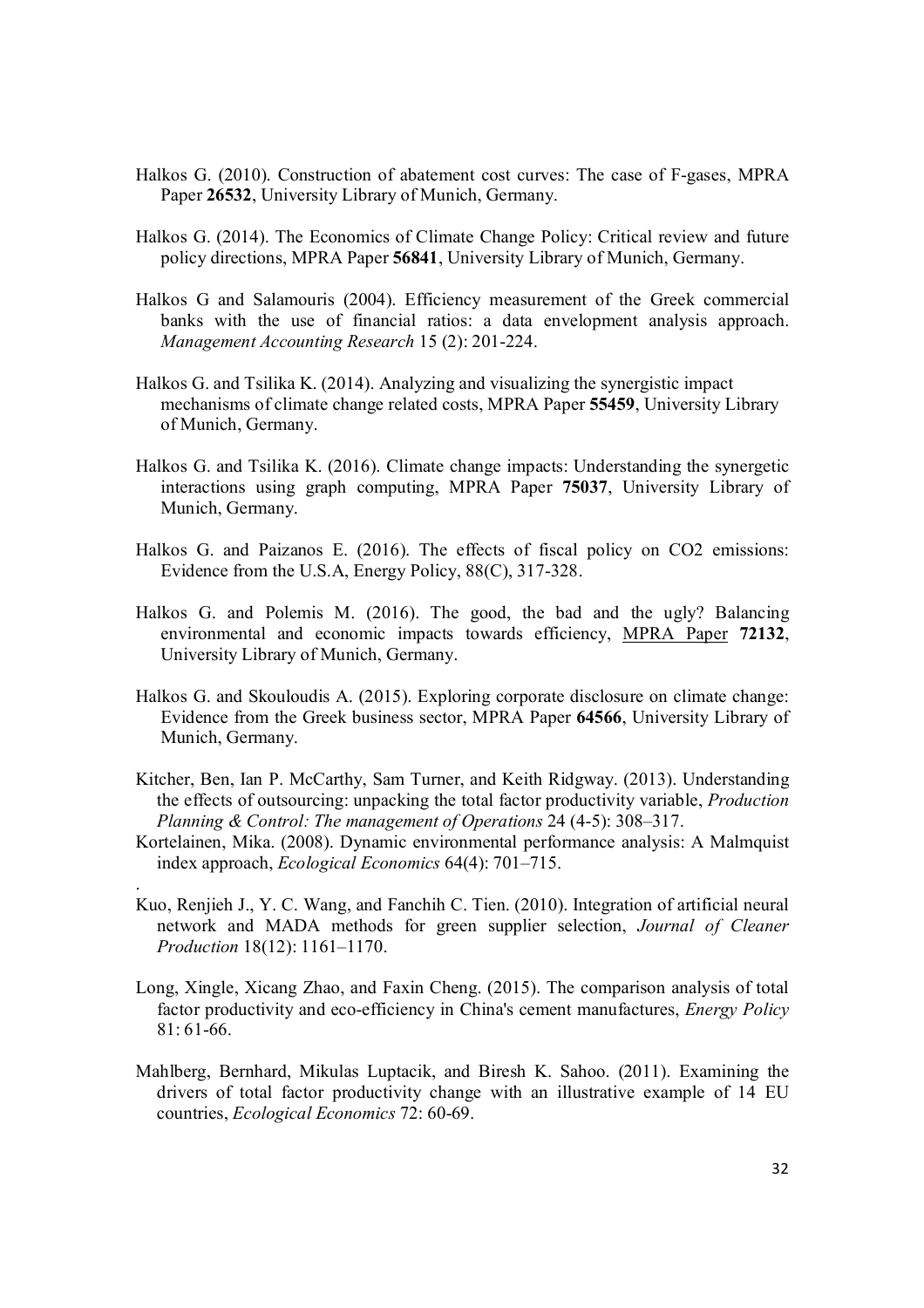Halkos G. (2010). Construction of abatement cost curves: The case of F-gases, MPRA Paper **26532**, University Library of Munich, Germany.

Halkos G. (2014). The Economics of Climate Change Policy: Critical review and future policy directions, MPRA Paper **56841**, University Library of Munich, Germany.

Halkos G and Salamouris (2004). Efficiency measurement of the Greek commercial banks with the use of financial ratios: a data envelopment analysis approach. *Management Accounting Research* 15 (2): 201-224.

Halkos G. and Tsilika K. (2014). Analyzing and visualizing the synergistic impact mechanisms of climate change related costs, MPRA Paper **55459**, University Library of Munich, Germany.

Halkos G. and Tsilika K. (2016). Climate change impacts: Understanding the synergetic interactions using graph computing, MPRA Paper **75037**, University Library of Munich, Germany.

Halkos G. and Paizanos E. (2016). The effects of fiscal policy on CO2 emissions: Evidence from the U.S.A, Energy Policy, 88(C), 317-328.

Halkos G. and Polemis M. (2016). The good, the bad and the ugly? Balancing environmental and economic impacts towards efficiency, MPRA Paper **72132**, University Library of Munich, Germany.

Halkos G. and Skouloudis A. (2015). Exploring corporate disclosure on climate change: Evidence from the Greek business sector, MPRA Paper **64566**, University Library of Munich, Germany.

Kitcher, Ben, Ian P. McCarthy, Sam Turner, and Keith Ridgway. (2013). Understanding the effects of outsourcing: unpacking the total factor productivity variable, *Production Planning & Control: The management of Operations* 24 (4-5): 308–317.

Kortelainen, Mika. (2008). Dynamic environmental performance analysis: A Malmquist index approach, *Ecological Economics* 64(4): 701–715.

Kuo, Renjieh J., Y. C. Wang, and Fanchih C. Tien. (2010). Integration of artificial neural network and MADA methods for green supplier selection, *Journal of Cleaner Production* 18(12): 1161–1170.

Long, Xingle, Xicang Zhao, and Faxin Cheng. (2015). The comparison analysis of total factor productivity and eco-efficiency in China's cement manufactures, *Energy Policy* 81: 61-66.

Mahlberg, Bernhard, Mikulas Luptacik, and Biresh K. Sahoo. (2011). Examining the drivers of total factor productivity change with an illustrative example of 14 EU countries, *Ecological Economics* 72: 60-69.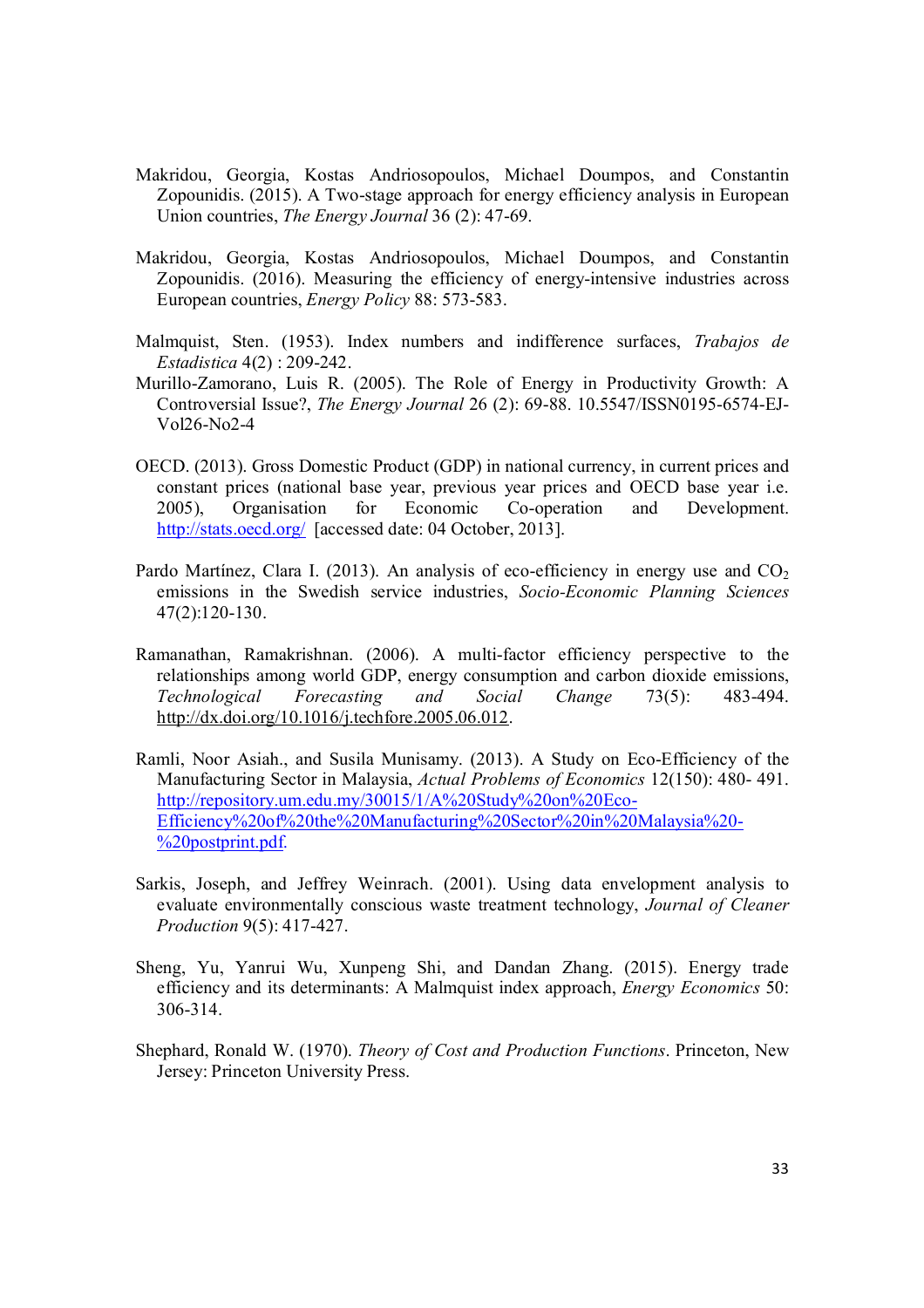Makridou, Georgia, Kostas Andriosopoulos, Michael Doumpos, and Constantin Zopounidis. (2015). A Two-stage approach for energy efficiency analysis in European Union countries, *The Energy Journal* 36 (2): 47-69.

Makridou, Georgia, Kostas Andriosopoulos, Michael Doumpos, and Constantin Zopounidis. (2016). Measuring the efficiency of energy-intensive industries across European countries, *Energy Policy* 88: 573-583.

Malmquist, Sten. (1953). Index numbers and indifference surfaces, *Trabajos de Estadistica* 4(2) : 209-242.

Murillo-Zamorano, Luis R. (2005). The Role of Energy in Productivity Growth: A Controversial Issue?, *The Energy Journal* 26 (2): 69-88. 10.5547/ISSN0195-6574-EJ-Vol26-No2-4

OECD. (2013). Gross Domestic Product (GDP) in national currency, in current prices and constant prices (national base year, previous year prices and OECD base year i.e. 2005), Organisation for Economic Co-operation and Development. http://stats.oecd.org/ [accessed date: 04 October, 2013].

Pardo Martínez, Clara I. (2013). An analysis of eco-efficiency in energy use and $CO_2$ emissions in the Swedish service industries, *Socio-Economic Planning Sciences* 47(2):120-130.

Ramanathan, Ramakrishnan. (2006). A multi-factor efficiency perspective to the relationships among world GDP, energy consumption and carbon dioxide emissions, *Technological Forecasting and Social Change* 73(5): 483-494. http://dx.doi.org/10.1016/j.techfore.2005.06.012.

Ramli, Noor Asiah., and Susila Munisamy. (2013). A Study on Eco-Efficiency of the Manufacturing Sector in Malaysia, *Actual Problems of Economics* 12(150): 480- 491. http://repository.um.edu.my/30015/1/A%20Study%20on%20Eco-Efficiency%20of%20the%20Manufacturing%20Sector%20in%20Malaysia%20-%20postprint.pdf.

Sarkis, Joseph, and Jeffrey Weinrach. (2001). Using data envelopment analysis to evaluate environmentally conscious waste treatment technology, *Journal of Cleaner Production* 9(5): 417-427.

Sheng, Yu, Yanrui Wu, Xunpeng Shi, and Dandan Zhang. (2015). Energy trade efficiency and its determinants: A Malmquist index approach, *Energy Economics* 50: 306-314.

Shephard, Ronald W. (1970). *Theory of Cost and Production Functions*. Princeton, New Jersey: Princeton University Press.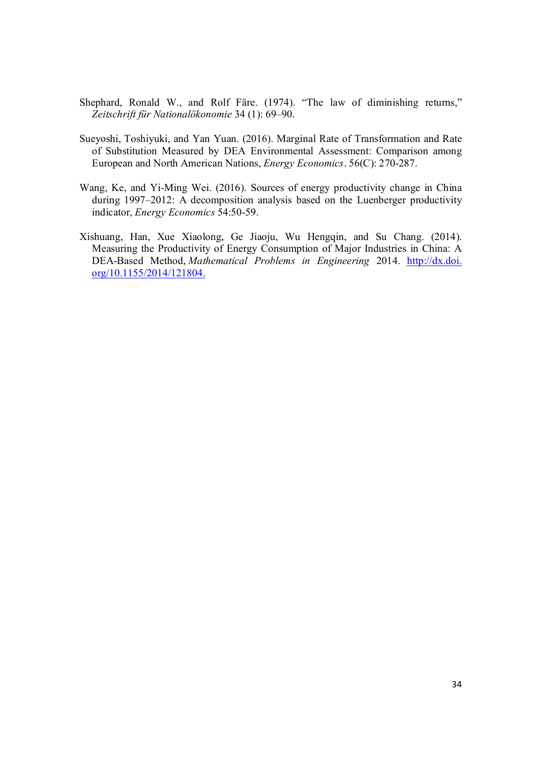Shephard, Ronald W., and Rolf Färe. (1974). "The law of diminishing returns," *Zeitschrift für Nationalökonomie* 34 (1): 69–90.

Sueyoshi, Toshiyuki, and Yan Yuan. (2016). Marginal Rate of Transformation and Rate of Substitution Measured by DEA Environmental Assessment: Comparison among European and North American Nations, *Energy Economics*. 56(C): 270-287.

Wang, Ke, and Yi-Ming Wei. (2016). Sources of energy productivity change in China during 1997–2012: A decomposition analysis based on the Luenberger productivity indicator, *Energy Economics* 54:50-59.

Xishuang, Han, Xue Xiaolong, Ge Jiaoju, Wu Hengqin, and Su Chang. (2014). Measuring the Productivity of Energy Consumption of Major Industries in China: A DEA-Based Method, *Mathematical Problems in Engineering* 2014. [http://dx.doi.org/10.1155/2014/121804.](http://dx.doi.org/10.1155/2014/121804)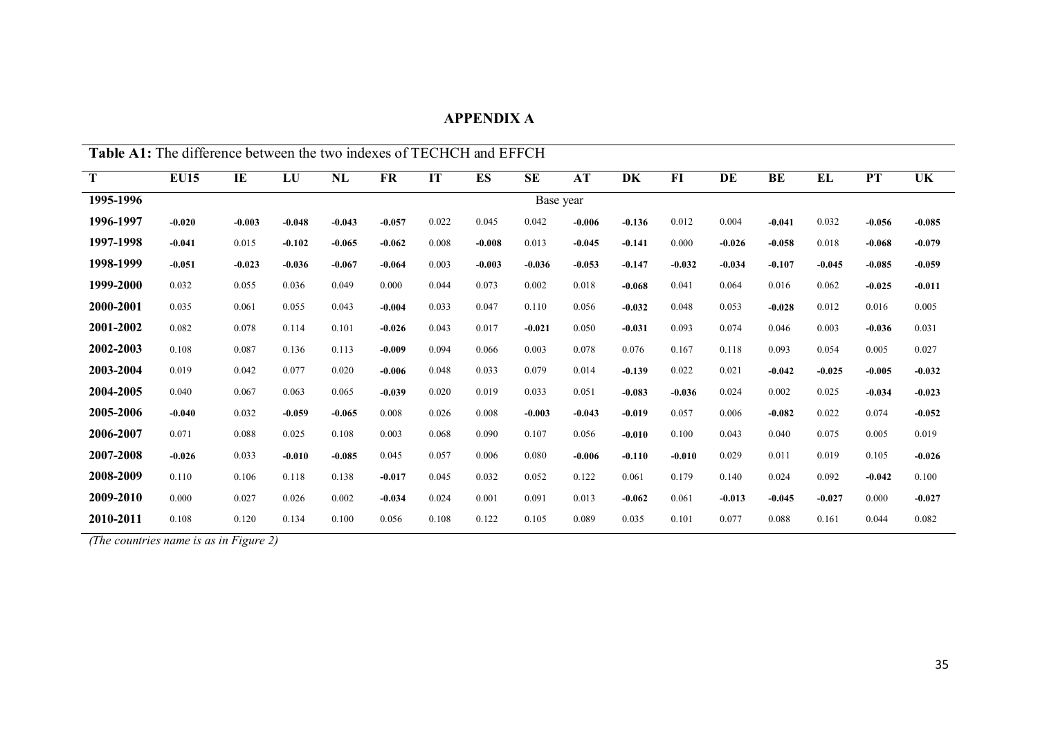## APPENDIX A

**Table A1:** The difference between the two indexes of TECHCH and EFFCH

| T | EU15 | IE | LU | NL | FR | IT | ES | SE | AT | DK | FI | DE | BE | EL | PT | UK |
|---|---|---|---|---|---|---|---|---|---|---|---|---|---|---|---|---|
| **1995-1996** | | | | | | | | Base year | | | | | | | | |
| **1996-1997** | **-0.020** | **-0.003** | **-0.048** | **-0.043** | **-0.057** | 0.022 | 0.045 | 0.042 | **-0.006** | **-0.136** | 0.012 | 0.004 | **-0.041** | 0.032 | **-0.056** | **-0.085** |
| **1997-1998** | **-0.041** | 0.015 | **-0.102** | **-0.065** | **-0.062** | 0.008 | **-0.008** | 0.013 | **-0.045** | **-0.141** | 0.000 | **-0.026** | **-0.058** | 0.018 | **-0.068** | **-0.079** |
| **1998-1999** | **-0.051** | **-0.023** | **-0.036** | **-0.067** | **-0.064** | 0.003 | **-0.003** | **-0.036** | **-0.053** | **-0.147** | **-0.032** | **-0.034** | **-0.107** | **-0.045** | **-0.085** | **-0.059** |
| **1999-2000** | 0.032 | 0.055 | 0.036 | 0.049 | 0.000 | 0.044 | 0.073 | 0.002 | 0.018 | **-0.068** | 0.041 | 0.064 | 0.016 | 0.062 | **-0.025** | **-0.011** |
| **2000-2001** | 0.035 | 0.061 | 0.055 | 0.043 | **-0.004** | 0.033 | 0.047 | 0.110 | 0.056 | **-0.032** | 0.048 | 0.053 | **-0.028** | 0.012 | 0.016 | 0.005 |
| **2001-2002** | 0.082 | 0.078 | 0.114 | 0.101 | **-0.026** | 0.043 | 0.017 | **-0.021** | 0.050 | **-0.031** | 0.093 | 0.074 | 0.046 | 0.003 | **-0.036** | 0.031 |
| **2002-2003** | 0.108 | 0.087 | 0.136 | 0.113 | **-0.009** | 0.094 | 0.066 | 0.003 | 0.078 | 0.076 | 0.167 | 0.118 | 0.093 | 0.054 | 0.005 | 0.027 |
| **2003-2004** | 0.019 | 0.042 | 0.077 | 0.020 | **-0.006** | 0.048 | 0.033 | 0.079 | 0.014 | **-0.139** | 0.022 | 0.021 | **-0.042** | **-0.025** | **-0.005** | **-0.032** |
| **2004-2005** | 0.040 | 0.067 | 0.063 | 0.065 | **-0.039** | 0.020 | 0.019 | 0.033 | 0.051 | **-0.083** | **-0.036** | 0.024 | 0.002 | 0.025 | **-0.034** | **-0.023** |
| **2005-2006** | **-0.040** | 0.032 | **-0.059** | **-0.065** | 0.008 | 0.026 | 0.008 | **-0.003** | **-0.043** | **-0.019** | 0.057 | 0.006 | **-0.082** | 0.022 | 0.074 | **-0.052** |
| **2006-2007** | 0.071 | 0.088 | 0.025 | 0.108 | 0.003 | 0.068 | 0.090 | 0.107 | 0.056 | **-0.010** | 0.100 | 0.043 | 0.040 | 0.075 | 0.005 | 0.019 |
| **2007-2008** | **-0.026** | 0.033 | **-0.010** | **-0.085** | 0.045 | 0.057 | 0.006 | 0.080 | **-0.006** | **-0.110** | **-0.010** | 0.029 | 0.011 | 0.019 | 0.105 | **-0.026** |
| **2008-2009** | 0.110 | 0.106 | 0.118 | 0.138 | **-0.017** | 0.045 | 0.032 | 0.052 | 0.122 | 0.061 | 0.179 | 0.140 | 0.024 | 0.092 | **-0.042** | 0.100 |
| **2009-2010** | 0.000 | 0.027 | 0.026 | 0.002 | **-0.034** | 0.024 | 0.001 | 0.091 | 0.013 | **-0.062** | 0.061 | **-0.013** | **-0.045** | **-0.027** | 0.000 | **-0.027** |
| **2010-2011** | 0.108 | 0.120 | 0.134 | 0.100 | 0.056 | 0.108 | 0.122 | 0.105 | 0.089 | 0.035 | 0.101 | 0.077 | 0.088 | 0.161 | 0.044 | 0.082 |

*(The countries name is as in Figure 2)*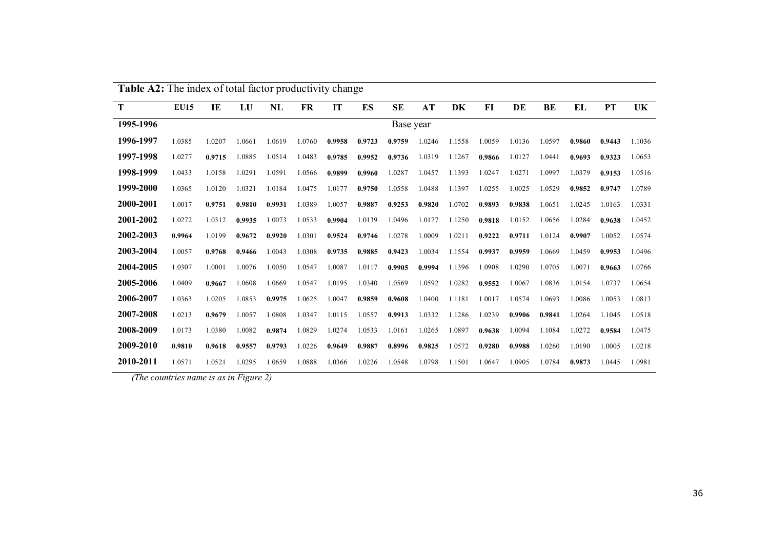**Table A2:** The index of total factor productivity change

| T | EU15 | IE | LU | NL | FR | IT | ES | SE | AT | DK | FI | DE | BE | EL | PT | UK |
|---|---|---|---|---|---|---|---|---|---|---|---|---|---|---|---|---|
| 1995-1996 | | | | | | | | Base year | | | | | | | | |
| 1996-1997 | 1.0385 | 1.0207 | 1.0661 | 1.0619 | 1.0760 | **0.9958** | **0.9723** | **0.9759** | 1.0246 | 1.1558 | 1.0059 | 1.0136 | 1.0597 | **0.9860** | **0.9443** | 1.1036 |
| 1997-1998 | 1.0277 | **0.9715** | 1.0885 | 1.0514 | 1.0483 | **0.9785** | **0.9952** | **0.9736** | 1.0319 | 1.1267 | **0.9866** | 1.0127 | 1.0441 | **0.9693** | **0.9323** | 1.0653 |
| 1998-1999 | 1.0433 | 1.0158 | 1.0291 | 1.0591 | 1.0566 | **0.9899** | **0.9960** | 1.0287 | 1.0457 | 1.1393 | 1.0247 | 1.0271 | 1.0997 | 1.0379 | **0.9153** | 1.0516 |
| 1999-2000 | 1.0365 | 1.0120 | 1.0321 | 1.0184 | 1.0475 | 1.0177 | **0.9750** | 1.0558 | 1.0488 | 1.1397 | 1.0255 | 1.0025 | 1.0529 | **0.9852** | **0.9747** | 1.0789 |
| 2000-2001 | 1.0017 | **0.9751** | **0.9810** | **0.9931** | 1.0389 | 1.0057 | **0.9887** | **0.9253** | **0.9820** | 1.0702 | **0.9893** | **0.9838** | 1.0651 | 1.0245 | 1.0163 | 1.0331 |
| 2001-2002 | 1.0272 | 1.0312 | **0.9935** | 1.0073 | 1.0533 | **0.9904** | 1.0139 | 1.0496 | 1.0177 | 1.1250 | **0.9818** | 1.0152 | 1.0656 | 1.0284 | **0.9638** | 1.0452 |
| 2002-2003 | **0.9964** | 1.0199 | **0.9672** | **0.9920** | 1.0301 | **0.9524** | **0.9746** | 1.0278 | 1.0009 | 1.0211 | **0.9222** | **0.9711** | 1.0124 | **0.9907** | 1.0052 | 1.0574 |
| 2003-2004 | 1.0057 | **0.9768** | **0.9466** | 1.0043 | 1.0308 | **0.9735** | **0.9885** | **0.9423** | 1.0034 | 1.1554 | **0.9937** | **0.9959** | 1.0669 | 1.0459 | **0.9953** | 1.0496 |
| 2004-2005 | 1.0307 | 1.0001 | 1.0076 | 1.0050 | 1.0547 | 1.0087 | 1.0117 | **0.9905** | **0.9994** | 1.1396 | 1.0908 | 1.0290 | 1.0705 | 1.0071 | **0.9663** | 1.0766 |
| 2005-2006 | 1.0409 | **0.9667** | 1.0608 | 1.0669 | 1.0547 | 1.0195 | 1.0340 | 1.0569 | 1.0592 | 1.0282 | **0.9552** | 1.0067 | 1.0836 | 1.0154 | 1.0737 | 1.0654 |
| 2006-2007 | 1.0363 | 1.0205 | 1.0853 | **0.9975** | 1.0625 | 1.0047 | **0.9859** | **0.9608** | 1.0400 | 1.1181 | 1.0017 | 1.0574 | 1.0693 | 1.0086 | 1.0053 | 1.0813 |
| 2007-2008 | 1.0213 | **0.9679** | 1.0057 | 1.0808 | 1.0347 | 1.0115 | 1.0557 | **0.9913** | 1.0332 | 1.1286 | 1.0239 | **0.9906** | **0.9841** | 1.0264 | 1.1045 | 1.0518 |
| 2008-2009 | 1.0173 | 1.0380 | 1.0082 | **0.9874** | 1.0829 | 1.0274 | 1.0533 | 1.0161 | 1.0265 | 1.0897 | **0.9638** | 1.0094 | 1.1084 | 1.0272 | **0.9584** | 1.0475 |
| 2009-2010 | **0.9810** | **0.9618** | **0.9557** | **0.9793** | 1.0226 | **0.9649** | **0.9887** | **0.8996** | **0.9825** | 1.0572 | **0.9280** | **0.9988** | 1.0260 | 1.0190 | 1.0005 | 1.0218 |
| 2010-2011 | 1.0571 | 1.0521 | 1.0295 | 1.0659 | 1.0888 | 1.0366 | 1.0226 | 1.0548 | 1.0798 | 1.1501 | 1.0647 | 1.0905 | 1.0784 | **0.9873** | 1.0445 | 1.0981 |

*(The countries name is as in Figure 2)*